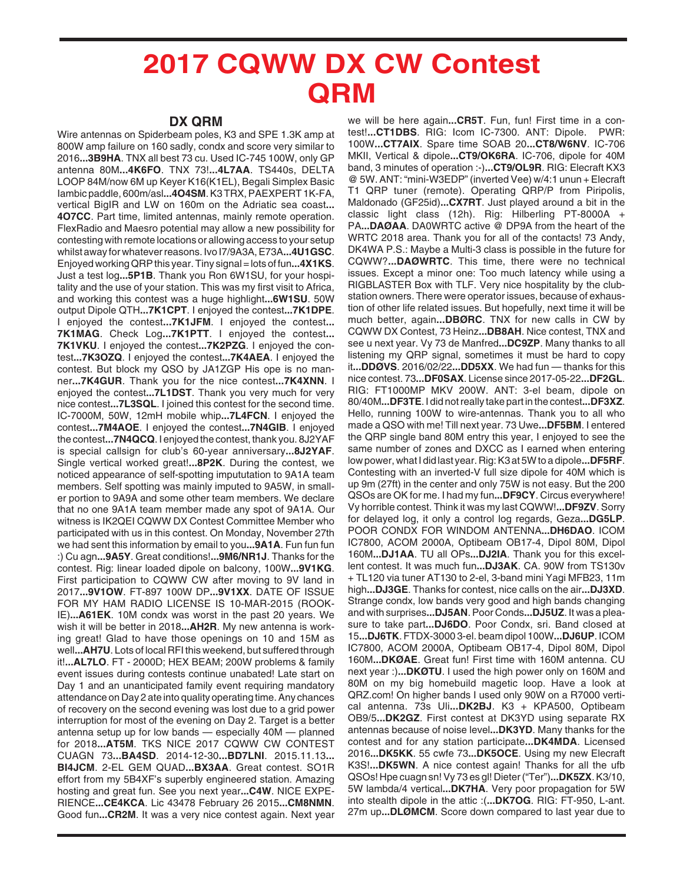# 2017 CQWW DX CW Contest QRM

## DX QRM

Wire antennas on Spiderbeam poles, K3 and SPE 1.3K amp at 800W amp failure on 160 sadly, condx and score very similar to 2016...**3B9HA**. TNX all best 73 cu. Used IC-745 100W, only GP antenna 80M...**4K6FO**. TNX 73!...**4L7AA**. TS440s, DELTA LOOP 84M/now 6M up Keyer K16(K1EL), Begali Simplex Basic Iambic paddle, 600m/asl...**4O4SM**. K3 TRX, PAEXPERT 1K-FA, vertical BigIR and LW on 160m on the Adriatic sea coast...**4O7CC**. Part time, limited antennas, mainly remote operation. FlexRadio and Maesro potential may allow a new possibility for contesting with remote locations or allowing access to your setup whilst away for whatever reasons. Ivo I7/9A3A, E73A...**4U1GSC**. Enjoyed working QRP this year. Tiny signal = lots of fun...**4X1KS**. Just a test log...**5P1B**. Thank you Ron 6W1SU, for your hospitality and the use of your station. This was my first visit to Africa, and working this contest was a huge highlight...**6W1SU**. 50W output Dipole QTH...**7K1CPT**. I enjoyed the contest...**7K1DPE**. I enjoyed the contest...**7K1JFM**. I enjoyed the contest...**7K1MAG**. Check Log...**7K1PTT**. I enjoyed the contest...**7K1VKU**. I enjoyed the contest...**7K2PZG**. I enjoyed the contest...**7K3OZQ**. I enjoyed the contest...**7K4AEA**. I enjoyed the contest. But block my QSO by JA1ZGP His ope is no manner...**7K4GUR**. Thank you for the nice contest...**7K4XNN**. I enjoyed the contest...**7L1DST**. Thank you very much for very nice contest...**7L3SQL**. I joined this contest for the second time. IC-7000M, 50W, 12mH mobile whip...**7L4FCN**. I enjoyed the contest...**7M4AOE**. I enjoyed the contest...**7N4GIB**. I enjoyed the contest...**7N4QCQ**. I enjoyed the contest, thank you. 8J2YAF is special callsign for club's 60-year anniversary...**8J2YAF**. Single vertical worked great!...**8P2K**. During the contest, we noticed appearance of self-spotting imputation to 9A1A team members. Self spotting was mainly imputed to 9A5W, in smaller portion to 9A9A and some other team members. We declare that no one 9A1A team member made any spot of 9A1A. Our witness is IK2QEI CQWW DX Contest Committee Member who participated with us in this contest. On Monday, November 27th we had sent this information by email to you...**9A1A**. Fun fun fun :) Cu agn...**9A5Y**. Great conditions!...**9M6/NR1J**. Thanks for the contest. Rig: linear loaded dipole on balcony, 100W...**9V1KG**. First participation to CQWW CW after moving to 9V land in 2017...**9V1OW**. FT-897 100W DP...**9V1XX**. DATE OF ISSUE FOR MY HAM RADIO LICENSE IS 10-MAR-2015 (ROOKIE)...**A61EK**. 10M condx was worst in the past 20 years. We wish it will be better in 2018...**AH2R**. My new antenna is working great! Glad to have those openings on 10 and 15M as well...**AH7U**. Lots of local RFI this weekend, but suffered through it!...**AL7LO**. FT - 2000D; HEX BEAM; 200W problems & family event issues during contests continue unabated! Late start on Day 1 and an unanticipated family event requiring mandatory attendance on Day 2 ate into quality operating time. Any chances of recovery on the second evening was lost due to a grid power interruption for most of the evening on Day 2. Target is a better antenna setup up for low bands — especially 40M — planned for 2018...**AT5M**. TKS NICE 2017 CQWW CW CONTEST CUAGN 73...**BA4SD**. 2014-12-30...**BD7LNI**. 2015.11.13...**BI4JCM**. 2-EL GEM QUAD...**BX3AA**. Great contest. SO1R effort from my 5B4XF's superbly engineered station. Amazing hosting and great fun. See you next year...**C4W**. NICE EXPERIENCE...**CE4KCA**. Lic 43478 February 26 2015...**CM8NMN**. Good fun...**CR2M**. It was a very nice contest again. Next year we will be here again...**CR5T**. Fun, fun! First time in a contest!...**CT1DBS**. RIG: Icom IC-7300. ANT: Dipole. PWR: 100W...**CT7AIX**. Spare time SOAB 20...**CT8/W6NV**. IC-706 MKII, Vertical & dipole...**CT9/OK6RA**. IC-706, dipole for 40M band, 3 minutes of operation :-)...**CT9/OL9R**. RIG: Elecraft KX3 @ 5W. ANT: "mini-W3EDP" (inverted Vee) w/4:1 unun + Elecraft T1 QRP tuner (remote). Operating QRP/P from Piripolis, Maldonado (GF25id)...**CX7RT**. Just played around a bit in the classic light class (12h). Rig: Hilberling PT-8000A + PA...**DAØAA**. DA0WRTC active @ DP9A from the heart of the WRTC 2018 area. Thank you for all of the contacts! 73 Andy, DK4WA P.S.: Maybe a Multi-3 class is possible in the future for CQWW?...**DAØWRTC**. This time, there were no technical issues. Except a minor one: Too much latency while using a RIGBLASTER Box with TLF. Very nice hospitality by the clubstation owners. There were operator issues, because of exhaustion of other life related issues. But hopefully, next time it will be much better, again...**DBØRC**. TNX for new calls in CW by CQWW DX Contest, 73 Heinz...**DB8AH**. Nice contest, TNX and see u next year. Vy 73 de Manfred...**DC9ZP**. Many thanks to all listening my QRP signal, sometimes it must be hard to copy it...**DDØVS**. 2016/02/22...**DD5XX**. We had fun — thanks for this nice contest. 73...**DF0SAX**. License since 2017-05-22...**DF2GL**. RIG: FT1000MP MKV 200W. ANT: 3-el beam, dipole on 80/40M...**DF3TE**. I did not really take part in the contest...**DF3XZ**. Hello, running 100W to wire-antennas. Thank you to all who made a QSO with me! Till next year. 73 Uwe...**DF5BM**. I entered the QRP single band 80M entry this year, I enjoyed to see the same number of zones and DXCC as I earned when entering low power, what I did last year. Rig: K3 at 5W to a dipole...**DF5RF**. Contesting with an inverted-V full size dipole for 40M which is up 9m (27ft) in the center and only 75W is not easy. But the 200 QSOs are OK for me. I had my fun...**DF9CY**. Circus everywhere! Vy horrible contest. Think it was my last CQWW!...**DF9ZV**. Sorry for delayed log, it only a control log regards, Geza...**DG5LP**. POOR CONDX FOR WINDOM ANTENNA...**DH6DAO**. ICOM IC7800, ACOM 2000A, Optibeam OB17-4, Dipol 80M, Dipol 160M...**DJ1AA**. TU all OPs...**DJ2IA**. Thank you for this excellent contest. It was much fun...**DJ3AK**. CA. 90W from TS130v + TL120 via tuner AT130 to 2-el, 3-band mini Yagi MFB23, 11m high...**DJ3GE**. Thanks for contest, nice calls on the air...**DJ3XD**. Strange condx, low bands very good and high bands changing and with surprises...**DJ5AN**. Poor Conds...**DJ5UZ**. It was a pleasure to take part...**DJ6DO**. Poor Condx, sri. Band closed at 15...**DJ6TK**. FTDX-3000 3-el. beam dipol 100W...**DJ6UP**. ICOM IC7800, ACOM 2000A, Optibeam OB17-4, Dipol 80M, Dipol 160M...**DKØAE**. Great fun! First time with 160M antenna. CU next year :)...**DKØTU**. I used the high power only on 160M and 80M on my big homebuild magetic loop. Have a look at QRZ.com! On higher bands I used only 90W on a R7000 vertical antenna. 73s Uli...**DK2BJ**. K3 + KPA500, Optibeam OB9/5...**DK2GZ**. First contest at DK3YD using separate RX antennas because of noise level...**DK3YD**. Many thanks for the contest and for any station participate...**DK4MDA**. Licensed 2016...**DK5KK**. 55 cwfe 73...**DK5OCE**. Using my new Elecraft K3S!...**DK5WN**. A nice contest again! Thanks for all the ufb QSOs! Hpe cuagn sn! Vy 73 es gl! Dieter ("Ter")...**DK5ZX**. K3/10, 5W lambda/4 vertical...**DK7HA**. Very poor propagation for 5W into stealth dipole in the attic :(...**DK7OG**. RIG: FT-950, L-ant. 27m up...**DLØMCM**. Score down compared to last year due to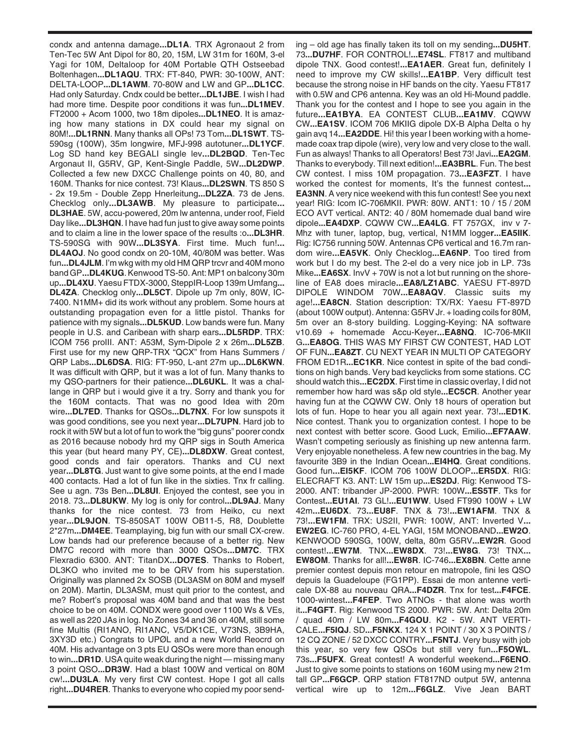condx and antenna damage...**DL1A**. TRX Agronaout 2 from Ten-Tec 5W Ant Dipol for 80, 20, 15M, LW 31m for 160M, 3-el Yagi for 10M, Deltaloop for 40M Portable QTH Ostseebad Boltenhagen...**DL1AQU**. TRX: FT-840, PWR: 30-100W, ANT: DELTA-LOOP...**DL1AWM**. 70-80W and LW and GP...**DL1CC**. Had only Saturday. Cndx could be better...**DL1JBE**. I wish I had had more time. Despite poor conditions it was fun...**DL1MEV**. FT2000 + Acom 1000, two 18m dipoles...**DL1NEO**. It is amazing how many stations in DX could hear my signal on 80M!...**DL1RNN**. Many thanks all OPs! 73 Tom...**DL1SWT**. TS-590sg (100W), 35m longwire, MFJ-998 autotuner...**DL1YCF**. Log SD hand key BEGALI single lev...**DL2BQD**. Ten-Tec Argonaut II, G5RV, GP, Kent-Single Paddle, 5W...**DL2DWP**. Collected a few new DXCC Challenge points on 40, 80, and 160M. Thanks for nice contest. 73! Klaus...**DL2SWN**. TS 850 S - 2x 19.5m - Double Zepp Hnerleitung...**DL2ZA**. 73 de Jens. Checklog only...**DL3AWB**. My pleasure to participate...**DL3HAE**. 5W, accu-powered, 20m lw antenna, under roof, Field Day like...**DL3HQN**. I have had fun just to give away some points and to claim a line in the lower space of the results :o...**DL3HR**. TS-590SG with 90W...**DL3SYA**. First time. Much fun!...**DL4AOJ**. No good condx on 20-10M, 40/80M was better. Was fun...**DL4JLM**. I'm wkg with my old HM QRP trcvr and 40M mono band GP...**DL4KUG**. Kenwood TS-50. Ant: MP1 on balcony 30m up...**DL4XU**. Yaesu FTDX-3000, SteppIR-Loop 139m Umfang...**DL4ZA**. Checklog only...**DL5CT**. Dipole up 7m only, 80W, IC-7400. N1MM+ did its work without any problem. Some hours at outstanding propagation even for a little pistol. Thanks for patience with my signals...**DL5KUD**. Low bands were fun. Many people in U.S. and Caribean with sharp ears...**DL5RDP**. TRX: ICOM 756 proIII. ANT: A53M, Sym-Dipole 2 x 26m...**DL5ZB**. First use for my new QRP-TRX "QCX" from Hans Summers / QRP Labs...**DL6DSA**. RIG: FT-950, L-ant 27m up...**DL6KWN**. It was difficult with QRP, but it was a lot of fun. Many thanks to my QSO-partners for their patience...**DL6UKL**. It was a challange in QRP but i would give it a try. Sorry and thank you for the 160M contacts. That was no good Idea with 20m wire...**DL7ED**. Thanks for QSOs...**DL7NX**. For low sunspots it was good conditions, see you next year...**DL7UPN**. Hard job to rock it with 5W but a lot of fun to work the "big guns" poorer condx as 2016 because nobody hrd my QRP sigs in South America this year (but heard many PY, CE)...**DL8DXW**. Great contest, good conds and fair operators. Thanks and CU next year...**DL8TG**. Just want to give some points, at the end I made 400 contacts. Had a lot of fun like in the sixties. Tnx fr calling. See u agn. 73s Ben...**DL8UI**. Enjoyed the contest, see you in 2018. 73...**DL8UKW**. My log is only for control...**DL9AJ**. Many thanks for the nice contest. 73 from Heiko, cu next year...**DL9JON**. TS-850SAT 100W OB11-5, R8, Doublette 2*27m...**DM4EE**. Teamplaying, big fun with our small CX-crew. Low bands had our preference because of a better rig. New DM7C record with more than 3000 QSOs...**DM7C**. TRX Flexradio 6300. ANT: TitanDX...**DO7ES**. Thanks to Robert, DL3KO who invited me to be QRV from his superstation. Originally was planned 2x SOSB (DL3ASM on 80M and myself on 20M). Martin, DL3ASM, must quit prior to the contest, and me? Robert's proposal was 40M band and that was the best choice to be on 40M. CONDX were good over 1100 Ws & VEs, as well as 220 JAs in log. No Zones 34 and 36 on 40M, still some fine Multis (RI1ANO, RI1ANC, V5/DK1CE, V73NS, 3B9HA, 3XY3D etc.) Congrats to UPØL and a new World Reocrd on 40M. His advantage on 3 pts EU QSOs were more than enough to win...**DR1D**. USA quite weak during the night — missing many 3 point QSO...**DR3W**. Had a blast 100W and vertical on 80M cw!...**DU3LA**. My very first CW contest. Hope I got all calls right...**DU4RER**. Thanks to everyone who copied my poor sending – old age has finally taken its toll on my sending...**DU5HT**. 73...**DU7HF**. FOR CONTROL!...**E74SL**. FT817 and multiband dipole TNX. Good contest!...**EA1AER**. Great fun, definitely I need to improve my CW skills!...**EA1BP**. Very difficult test because the strong noise in HF bands on the city. Yaesu FT817 with 0.5W and CP6 antenna. Key was an old Hi-Mound paddle. Thank you for the contest and I hope to see you again in the future...**EA1BYA**. EA CONTEST CLUB...**EA1MV**. CQWW CW...**EA1SV**. ICOM 706 MKIIG dipole DX-B Alpha Delta o hy gain avq 14...**EA2DDE**. Hi! this year I been working with a homemade coax trap dipole (wire), very low and very close to the wall. Fun as always! Thanks to all Operators! Best 73! Javi...**EA2GM**. Thanks to everybody. Till next edition!...**EA3BRL**. Fun. The best CW contest. I miss 10M propagation. 73...**EA3FZT**. I have worked the contest for moments, It's the funnest contest...**EA3NN**. A very nice weekend with this fun contest! See you next year! RIG: Icom IC-706MKII. PWR: 80W. ANT1: 10 / 15 / 20M ECO AVT vertical. ANT2: 40 / 80M homemade dual band wire dipole...**EA4DXP**. CQWW CW...**EA4LG**. FT 757GX, inv v 7-Mhz with tuner, laptop, bug, vertical, N1MM logger...**EA5IIK**. Rig: IC756 running 50W. Antennas CP6 vertical and 16.7m random wire...**EA5VK**. Only Checklog...**EA6NP**. Too tired from work but I do my best. The 2-el do a very nice job in LP. 73s Mike...**EA6SX**. InvV + 70W is not a lot but running on the shoreline of EA8 does miracle...**EA8/LZ1ABC**. YAESU FT-897D DIPOLE WINDOM 70W...**EA8AQV**. Classic suits my age!...**EA8CN**. Station description: TX/RX: Yaesu FT-897D (about 100W output). Antenna: G5RV Jr. + loading coils for 80M, 5m over an 8-story building. Logging-Keying: NA software v10.69 + homemade Accu-Keyer...**EA8NQ**. IC-706-MKII G...**EA8OG**. THIS WAS MY FIRST CW CONTEST, HAD LOT OF FUN...**EA8ZT**. CU NEXT YEAR IN MULTI OP CATEGORY FROM ED1R...**EC1KR**. Nice contest in spite of the bad conditions on high bands. Very bad keyclicks from some stations. CC should watch this...**EC2DX**. First time in classic overlay, I did not remember how hard was s&p old style...**EC5CR**. Another year having fun at the CQWW CW. Only 18 hours of operation but lots of fun. Hope to hear you all again next year. 73!...**ED1K**. Nice contest. Thank you to organization contest. I hope to be next contest with better score. Good Luck, Emilio...**EF7AAW**. Wasn't competing seriously as finishing up new antenna farm. Very enjoyable nonetheless. A few new countries in the bag. My favourite 3B9 in the Indian Ocean...**EI4HQ**. Great conditions. Good fun...**EI5KF**. ICOM 706 100W DLOOP...**ER5DX**. RIG: ELECRAFT K3. ANT: LW 15m up...**ES2DJ**. Rig: Kenwood TS-2000. ANT: tribander JP-2000. PWR: 100W...**ES5TF**. Tks for Contest...**EU1AI**. 73 GL!...**EU1WW**. Used FT990 100W + LW 42m...**EU6DX**. 73...**EU8F**. TNX & 73!...**EW1AFM**. TNX & 73!...**EW1FM**. TRX: US2II, PWR: 100W, ANT: Inverted V...**EW2EG**. IC-760 PRO, 4-EL YAGI, 15M MONOBAND...**EW2O**. KENWOOD 590SG, 100W, delta, 80m G5RV...**EW2R**. Good contest!...**EW7M**. TNX...**EW8DX**. 73!...**EW8G**. 73! TNX...**EW8OM**. Thanks for all!...**EW8R**. IC-746...**EX8BN**. Cette anne premier contest depuis mon retour en matropole, fini les QSO depuis la Guadeloupe (FG1PP). Essai de mon antenne verticale DX-88 au nouveau QRA...**F4DZR**. Tnx for test...**F4FCE**. 1000-wintest...**F4FEP**. Two ATNOs - that alone was worth it...**F4GFT**. Rig: Kenwood TS 2000. PWR: 5W. Ant: Delta 20m / quad 40m / LW 80m...**F4GOU**. K2 - 5W. ANT VERTICALE...**F5IQJ**. SD...**F5NKX**. 124 X 1 POINT / 30 X 3 POINTS / 12 CQ ZONE / 52 DXCC CONTRY...**F5NTJ**. Very busy with job this year, so very few QSOs but still very fun...**F5OWL**. 73s...**F5UFX**. Great contest! A wonderful weekend...**F6ENO**. Just to give some points to stations on 160M using my new 21m tall GP...**F6GCP**. QRP station FT817ND output 5W, antenna vertical wire up to 12m...**F6GLZ**. Vive Jean BART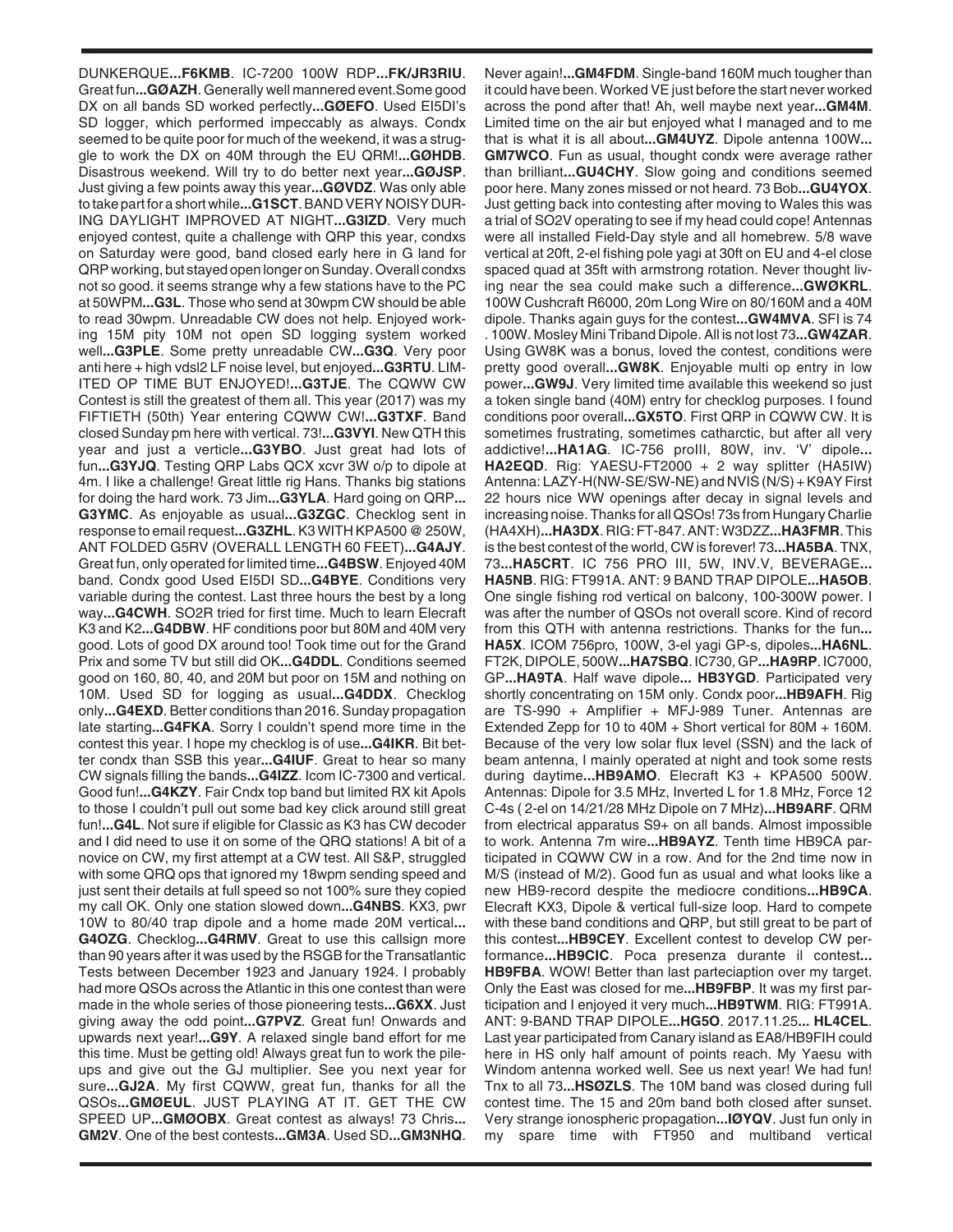DUNKERQUE**...F6KMB**. IC-7200 100W RDP**...FK/JR3RIU**. Great fun**...GØAZH**. Generally well mannered event.Some good DX on all bands SD worked perfectly**...GØEFO**. Used EI5DI's SD logger, which performed impeccably as always. Condx seemed to be quite poor for much of the weekend, it was a struggle to work the DX on 40M through the EU QRM!**...GØHDB**. Disastrous weekend. Will try to do better next year**...GØJSP**. Just giving a few points away this year**...GØVDZ**. Was only able to take part for a short while**...G1SCT**. BAND VERY NOISY DURING DAYLIGHT IMPROVED AT NIGHT**...G3IZD**. Very much enjoyed contest, quite a challenge with QRP this year, condxs on Saturday were good, band closed early here in G land for QRP working, but stayed open longer on Sunday. Overall condxs not so good. it seems strange why a few stations have to the PC at 50WPM**...G3L**. Those who send at 30wpm CW should be able to read 30wpm. Unreadable CW does not help. Enjoyed working 15M pity 10M not open SD logging system worked well**...G3PLE**. Some pretty unreadable CW**...G3Q**. Very poor anti here + high vdsl2 LF noise level, but enjoyed**...G3RTU**. LIMITED OP TIME BUT ENJOYED!**...G3TJE**. The CQWW CW Contest is still the greatest of them all. This year (2017) was my FIFTIETH (50th) Year entering CQWW CW!**...G3TXF**. Band closed Sunday pm here with vertical. 73!**...G3VYI**. New QTH this year and just a verticle**...G3YBO**. Just great had lots of fun**...G3YJQ**. Testing QRP Labs QCX xcvr 3W o/p to dipole at 4m. I like a challenge! Great little rig Hans. Thanks big stations for doing the hard work. 73 Jim**...G3YLA**. Hard going on QRP**... G3YMC**. As enjoyable as usual**...G3ZGC**. Checklog sent in response to email request**...G3ZHL**. K3 WITH KPA500 @ 250W, ANT FOLDED G5RV (OVERALL LENGTH 60 FEET)**...G4AJY**. Great fun, only operated for limited time**...G4BSW**. Enjoyed 40M band. Condx good Used EI5DI SD**...G4BYE**. Conditions very variable during the contest. Last three hours the best by a long way**...G4CWH**. SO2R tried for first time. Much to learn Elecraft K3 and K2**...G4DBW**. HF conditions poor but 80M and 40M very good. Lots of good DX around too! Took time out for the Grand Prix and some TV but still did OK**...G4DDL**. Conditions seemed good on 160, 80, 40, and 20M but poor on 15M and nothing on 10M. Used SD for logging as usual**...G4DDX**. Checklog only**...G4EXD**. Better conditions than 2016. Sunday propagation late starting**...G4FKA**. Sorry I couldn't spend more time in the contest this year. I hope my checklog is of use**...G4IKR**. Bit better condx than SSB this year**...G4IUF**. Great to hear so many CW signals filling the bands**...G4IZZ**. Icom IC-7300 and vertical. Good fun!**...G4KZY**. Fair Cndx top band but limited RX kit Apols to those I couldn't pull out some bad key click around still great fun!**...G4L**. Not sure if eligible for Classic as K3 has CW decoder and I did need to use it on some of the QRQ stations! A bit of a novice on CW, my first attempt at a CW test. All S&P, struggled with some QRQ ops that ignored my 18wpm sending speed and just sent their details at full speed so not 100% sure they copied my call OK. Only one station slowed down**...G4NBS**. KX3, pwr 10W to 80/40 trap dipole and a home made 20M vertical**... G4OZG**. Checklog**...G4RMV**. Great to use this callsign more than 90 years after it was used by the RSGB for the Transatlantic Tests between December 1923 and January 1924. I probably had more QSOs across the Atlantic in this one contest than were made in the whole series of those pioneering tests**...G6XX**. Just giving away the odd point**...G7PVZ**. Great fun! Onwards and upwards next year!**...G9Y**. A relaxed single band effort for me this time. Must be getting old! Always great fun to work the pileups and give out the GJ multiplier. See you next year for sure**...GJ2A**. My first CQWW, great fun, thanks for all the QSOs**...GMØEUL**. JUST PLAYING AT IT. GET THE CW SPEED UP**...GMØOBX**. Great contest as always! 73 Chris**... GM2V**. One of the best contests**...GM3A**. Used SD**...GM3NHQ**. Never again!**...GM4FDM**. Single-band 160M much tougher than it could have been. Worked VE just before the start never worked across the pond after that! Ah, well maybe next year**...GM4M**. Limited time on the air but enjoyed what I managed and to me that is what it is all about**...GM4UYZ**. Dipole antenna 100W**... GM7WCO**. Fun as usual, thought condx were average rather than brilliant**...GU4CHY**. Slow going and conditions seemed poor here. Many zones missed or not heard. 73 Bob**...GU4YOX**. Just getting back into contesting after moving to Wales this was a trial of SO2V operating to see if my head could cope! Antennas were all installed Field-Day style and all homebrew. 5/8 wave vertical at 20ft, 2-el fishing pole yagi at 30ft on EU and 4-el close spaced quad at 35ft with armstrong rotation. Never thought living near the sea could make such a difference**...GWØKRL**. 100W Cushcraft R6000, 20m Long Wire on 80/160M and a 40M dipole. Thanks again guys for the contest**...GW4MVA**. SFI is 74 . 100W. Mosley Mini Tribander Dipole. All is not lost 73**...GW4ZAR**. Using GW8K was a bonus, loved the contest, conditions were pretty good overall**...GW8K**. Enjoyable multi op entry in low power**...GW9J**. Very limited time available this weekend so just a token single band (40M) entry for checklog purposes. I found conditions poor overall**...GX5TO**. First QRP in CQWW CW. It is sometimes frustrating, sometimes catharctic, but after all very addictive!**...HA1AG**. IC-756 proIII, 80W, inv. 'V' dipole**... HA2EQD**. Rig: YAESU-FT2000 + 2 way splitter (HA5IW) Antenna: LAZY-H(NW-SE/SW-NE) and NVIS (N/S) + K9AY First 22 hours nice WW openings after decay in signal levels and increasing noise. Thanks for all QSOs! 73s from Hungary Charlie (HA4XH)**...HA3DX**. RIG: FT-847. ANT: W3DZZ**...HA3FMR**. This is the best contest of the world, CW is forever! 73**...HA5BA**. TNX, 73**...HA5CRT**. IC 756 PRO III, 5W, INV.V, BEVERAGE**... HA5NB**. RIG: FT991A. ANT: 9 BAND TRAP DIPOLE**...HA5OB**. One single fishing rod vertical on balcony, 100-300W power. I was after the number of QSOs not overall score. Kind of record from this QTH with antenna restrictions. Thanks for the fun**... HA5X**. ICOM 756pro, 100W, 3-el yagi GP-s, dipoles**...HA6NL**. FT2K, DIPOLE, 500W**...HA7SBQ**. IC730, GP**...HA9RP**. IC7000, GP**...HA9TA**. Half wave dipole**... HB3YGD**. Participated very shortly concentrating on 15M only. Condx poor**...HB9AFH**. Rig are TS-990 + Amplifier + MFJ-989 Tuner. Antennas are Extended Zepp for 10 to 40M + Short vertical for 80M + 160M. Because of the very low solar flux level (SSN) and the lack of beam antenna, I mainly operated at night and took some rests during daytime**...HB9AMO**. Elecraft K3 + KPA500 500W. Antennas: Dipole for 3.5 MHz, Inverted L for 1.8 MHz, Force 12 C-4s ( 2-el on 14/21/28 MHz Dipole on 7 MHz)**...HB9ARF**. QRM from electrical apparatus S9+ on all bands. Almost impossible to work. Antenna 7m wire**...HB9AYZ**. Tenth time HB9CA participated in CQWW CW in a row. And for the 2nd time now in M/S (instead of M/2). Good fun as usual and what looks like a new HB9-record despite the mediocre conditions**...HB9CA**. Elecraft KX3, Dipole & vertical full-size loop. Hard to compete with these band conditions and QRP, but still great to be part of this contest**...HB9CEY**. Excellent contest to develop CW performance**...HB9CIC**. Poca presenza durante il contest**... HB9FBA**. WOW! Better than last particiaption over my target. Only the East was closed for me**...HB9FBP**. It was my first participation and I enjoyed it very much**...HB9TWM**. RIG: FT991A. ANT: 9-BAND TRAP DIPOLE**...HG5O**. 2017.11.25**... HL4CEL**. Last year participated from Canary island as EA8/HB9FIH could here in HS only half amount of points reach. My Yaesu with Windom antenna worked well. See us next year! We had fun! Tnx to all 73**...HSØZLS**. The 10M band was closed during full contest time. The 15 and 20m band both closed after sunset. Very strange ionospheric propagation**...IØYQV**. Just fun only in my spare time with FT950 and multiband vertical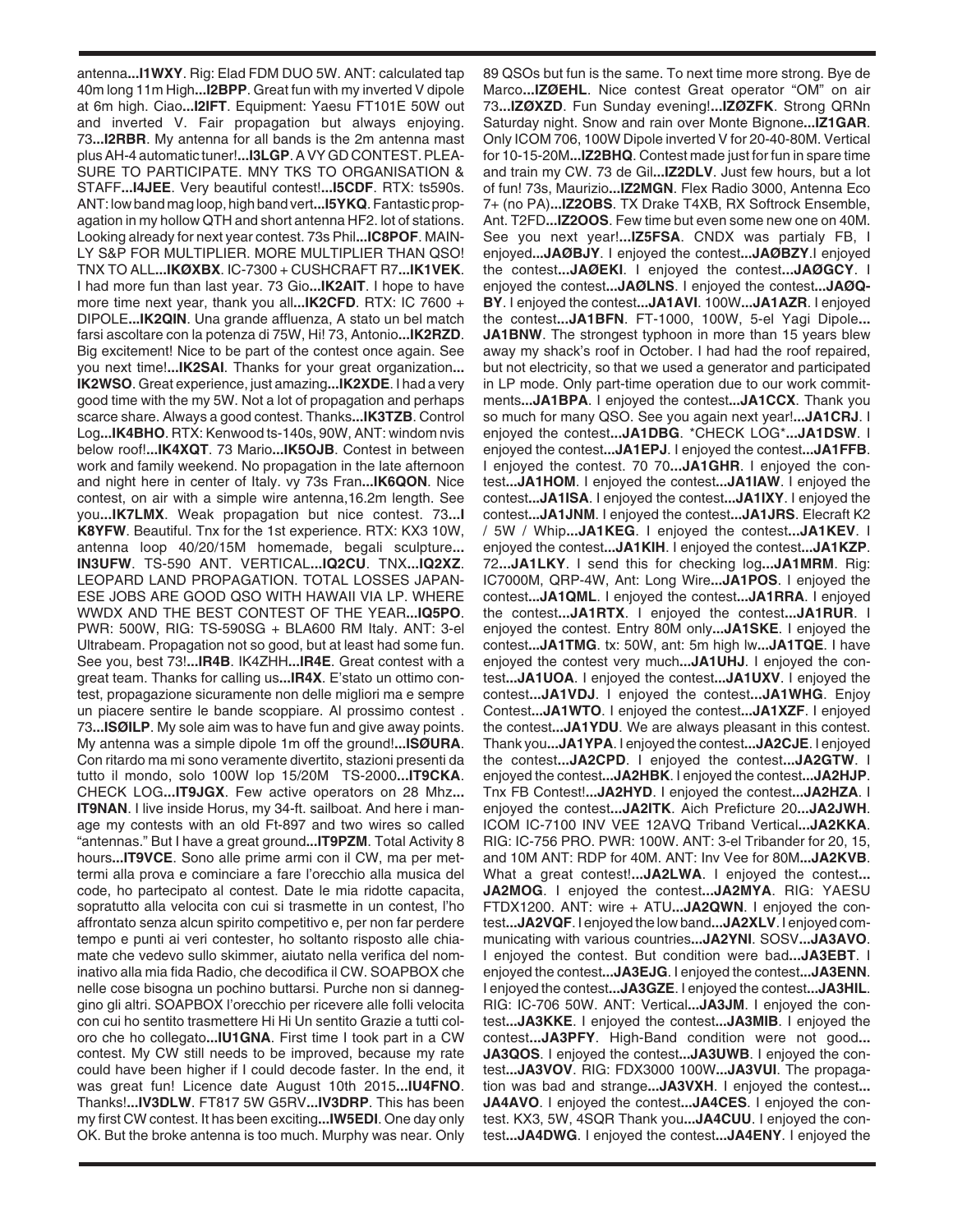antenna**...I1WXY**. Rig: Elad FDM DUO 5W. ANT: calculated tap 40m long 11m High**...I2BPP**. Great fun with my inverted V dipole at 6m high. Ciao**...I2IFT**. Equipment: Yaesu FT101E 50W out and inverted V. Fair propagation but always enjoying. 73**...I2RBR**. My antenna for all bands is the 2m antenna mast plus AH-4 automatic tuner!**...I3LGP**. A VY GD CONTEST. PLEASURE TO PARTICIPATE. MNY TKS TO ORGANISATION & STAFF**...I4JEE**. Very beautiful contest!**...I5CDF**. RTX: ts590s. ANT: low band mag loop, high band vert**...I5YKQ**. Fantastic propagation in my hollow QTH and short antenna HF2. lot of stations. Looking already for next year contest. 73s Phil**...IC8POF**. MAINLY S&P FOR MULTIPLIER. MORE MULTIPLIER THAN QSO! TNX TO ALL**...IKØXBX**. IC-7300 + CUSHCRAFT R7**...IK1VEK**. I had more fun than last year. 73 Gio**...IK2AIT**. I hope to have more time next year, thank you all**...IK2CFD**. RTX: IC 7600 + DIPOLE**...IK2QIN**. Una grande affluenza, A stato un bel match farsi ascoltare con la potenza di 75W, Hi! 73, Antonio**...IK2RZD**. Big excitement! Nice to be part of the contest once again. See you next time!**...IK2SAI**. Thanks for your great organization**...IK2WSO**. Great experience, just amazing**...IK2XDE**. I had a very good time with the my 5W. Not a lot of propagation and perhaps scarce share. Always a good contest. Thanks**...IK3TZB**. Control Log**...IK4BHO**. RTX: Kenwood ts-140s, 90W, ANT: windom nvis below roof!**...IK4XQT**. 73 Mario**...IK5OJB**. Contest in between work and family weekend. No propagation in the late afternoon and night here in center of Italy. vy 73s Fran**...IK6QON**. Nice contest, on air with a simple wire antenna,16.2m length. See you**...IK7LMX**. Weak propagation but nice contest. 73**...IK8YFW**. Beautiful. Tnx for the 1st experience. RTX: KX3 10W, antenna loop 40/20/15M homemade, begali sculpture**...IN3UFW**. TS-590 ANT. VERTICAL**...IQ2CU**. TNX**...IQ2XZ**. LEOPARD LAND PROPAGATION. TOTAL LOSSES JAPANESE JOBS ARE GOOD QSO WITH HAWAII VIA LP. WHERE WWDX AND THE BEST CONTEST OF THE YEAR**...IQ5PO**. PWR: 500W, RIG: TS-590SG + BLA600 RM Italy. ANT: 3-el Ultrabeam. Propagation not so good, but at least had some fun. See you, best 73!**...IR4B**. IK4ZHH**...IR4E**. Great contest with a great team. Thanks for calling us**...IR4X**. E'stato un ottimo contest, propagazione sicuramente non delle migliori ma e sempre un piacere sentire le bande scoppiare. Al prossimo contest . 73**...ISØILP**. My sole aim was to have fun and give away points. My antenna was a simple dipole 1m off the ground!**...ISØURA**. Con ritardo ma mi sono veramente divertito, stazioni presenti da tutto il mondo, solo 100W lop 15/20M TS-2000**...IT9CKA**. CHECK LOG**...IT9JGX**. Few active operators on 28 Mhz**...IT9NAN**. I live inside Horus, my 34-ft. sailboat. And here i manage my contests with an old Ft-897 and two wires so called "antennas." But I have a great ground**...IT9PZM**. Total Activity 8 hours**...IT9VCE**. Sono alle prime armi con il CW, ma per mettermi alla prova e cominciare a fare l'orecchio alla musica del code, ho partecipato al contest. Date le mie ridotte capacita, sopratutto alla velocita con cui si trasmette in un contest, l'ho affrontato senza alcun spirito competitivo e, per non far perdere tempo e punti ai veri contester, ho soltanto risposto alle chiamate che vedevo sullo skimmer, aiutato nella verifica del nominativo alla mia fida Radio, che decodifica il CW. SOAPBOX che nelle cose bisogna un pochino buttarsi. Purche non si danneggino gli altri. SOAPBOX l'orecchio per ricevere alle folli velocita con cui ho sentito trasmettere Hi Hi Un sentito Grazie a tutti coloro che ho collegato**...IU1GNA**. First time I took part in a CW contest. My CW still needs to be improved, because my rate could have been higher if I could decode faster. In the end, it was great fun! Licence date August 10th 2015**...IU4FNO**. Thanks!**...IV3DLW**. FT817 5W G5RV**...IV3DRP**. This has been my first CW contest. It has been exciting**...IW5EDI**. One day only OK. But the broke antenna is too much. Murphy was near. Only 89 QSOs but fun is the same. To next time more strong. Bye de Marco**...IZØEHL**. Nice contest Great operator "OM" on air 73**...IZØXZD**. Fun Sunday evening!**...IZØZFK**. Strong QRNn Saturday night. Snow and rain over Monte Bignone**...IZ1GAR**. Only ICOM 706, 100W Dipole inverted V for 20-40-80M. Vertical for 10-15-20M**...IZ2BHQ**. Contest made just for fun in spare time and train my CW. 73 de Gil**...IZ2DLV**. Just few hours, but a lot of fun! 73s, Maurizio**...IZ2MGN**. Flex Radio 3000, Antenna Eco 7+ (no PA)**...IZ2OBS**. TX Drake T4XB, RX Softrock Ensemble, Ant. T2FD**...IZ2OOS**. Few time but even some new one on 40M. See you next year!**...IZ5FSA**. CNDX was partialy FB, I enjoyed**...JAØBJY**. I enjoyed the contest**...JAØBZY**.I enjoyed the contest**...JAØEKI**. I enjoyed the contest**...JAØGCY**. I enjoyed the contest**...JAØLNS**. I enjoyed the contest**...JAØQBY**. I enjoyed the contest**...JA1AVI**. 100W**...JA1AZR**. I enjoyed the contest**...JA1BFN**. FT-1000, 100W, 5-el Yagi Dipole**...JA1BNW**. The strongest typhoon in more than 15 years blew away my shack's roof in October. I had had the roof repaired, but not electricity, so that we used a generator and participated in LP mode. Only part-time operation due to our work commitments**...JA1BPA**. I enjoyed the contest**...JA1CCX**. Thank you so much for many QSO. See you again next year!**...JA1CRJ**. I enjoyed the contest**...JA1DBG**. *CHECK LOG***...JA1DSW**. I enjoyed the contest**...JA1EPJ**. I enjoyed the contest**...JA1FFB**. I enjoyed the contest. 70 70**...JA1GHR**. I enjoyed the contest**...JA1HOM**. I enjoyed the contest**...JA1IAW**. I enjoyed the contest**...JA1ISA**. I enjoyed the contest**...JA1IXY**. I enjoyed the contest**...JA1JNM**. I enjoyed the contest**...JA1JRS**. Elecraft K2 / 5W / Whip**...JA1KEG**. I enjoyed the contest**...JA1KEV**. I enjoyed the contest**...JA1KIH**. I enjoyed the contest**...JA1KZP**. 72**...JA1LKY**. I send this for checking log**...JA1MRM**. Rig: IC7000M, QRP-4W, Ant: Long Wire**...JA1POS**. I enjoyed the contest**...JA1QML**. I enjoyed the contest**...JA1RRA**. I enjoyed the contest**...JA1RTX**. I enjoyed the contest**...JA1RUR**. I enjoyed the contest. Entry 80M only**...JA1SKE**. I enjoyed the contest**...JA1TMG**. tx: 50W, ant: 5m high lw**...JA1TQE**. I have enjoyed the contest very much**...JA1UHJ**. I enjoyed the contest**...JA1UOA**. I enjoyed the contest**...JA1UXV**. I enjoyed the contest**...JA1VDJ**. I enjoyed the contest**...JA1WHG**. Enjoy Contest**...JA1WTO**. I enjoyed the contest**...JA1XZF**. I enjoyed the contest**...JA1YDU**. We are always pleasant in this contest. Thank you**...JA1YPA**. I enjoyed the contest**...JA2CJE**. I enjoyed the contest**...JA2CPD**. I enjoyed the contest**...JA2GTW**. I enjoyed the contest**...JA2HBK**. I enjoyed the contest**...JA2HJP**. Tnx FB Contest!**...JA2HYD**. I enjoyed the contest**...JA2HZA**. I enjoyed the contest**...JA2ITK**. Aich Prefricture 20**...JA2JWH**. ICOM IC-7100 INV VEE 12AVQ Triband Vertical**...JA2KKA**. RIG: IC-756 PRO. PWR: 100W. ANT: 3-el Tribander for 20, 15, and 10M ANT: RDP for 40M. ANT: Inv Vee for 80M**...JA2KVB**. What a great contest!**...JA2LWA**. I enjoyed the contest**...JA2MOG**. I enjoyed the contest**...JA2MYA**. RIG: YAESU FTDX1200. ANT: wire + ATU**...JA2QWN**. I enjoyed the contest**...JA2VQF**. I enjoyed the low band**...JA2XLV**. I enjoyed communicating with various countries**...JA2YNI**. SOSV**...JA3AVO**. I enjoyed the contest. But condition were bad**...JA3EBT**. I enjoyed the contest**...JA3EJG**. I enjoyed the contest**...JA3ENN**. I enjoyed the contest**...JA3GZE**. I enjoyed the contest**...JA3HIL**. RIG: IC-706 50W. ANT: Vertical**...JA3JM**. I enjoyed the contest**...JA3KKE**. I enjoyed the contest**...JA3MIB**. I enjoyed the contest**...JA3PFY**. High-Band condition were not good**...JA3QOS**. I enjoyed the contest**...JA3UWB**. I enjoyed the contest**...JA3VOV**. RIG: FDX3000 100W**...JA3VUI**. The propagation was bad and strange**...JA3VXH**. I enjoyed the contest**...JA4AVO**. I enjoyed the contest**...JA4CES**. I enjoyed the contest. KX3, 5W, 4SQR Thank you**...JA4CUU**. I enjoyed the contest**...JA4DWG**. I enjoyed the contest**...JA4ENY**. I enjoyed the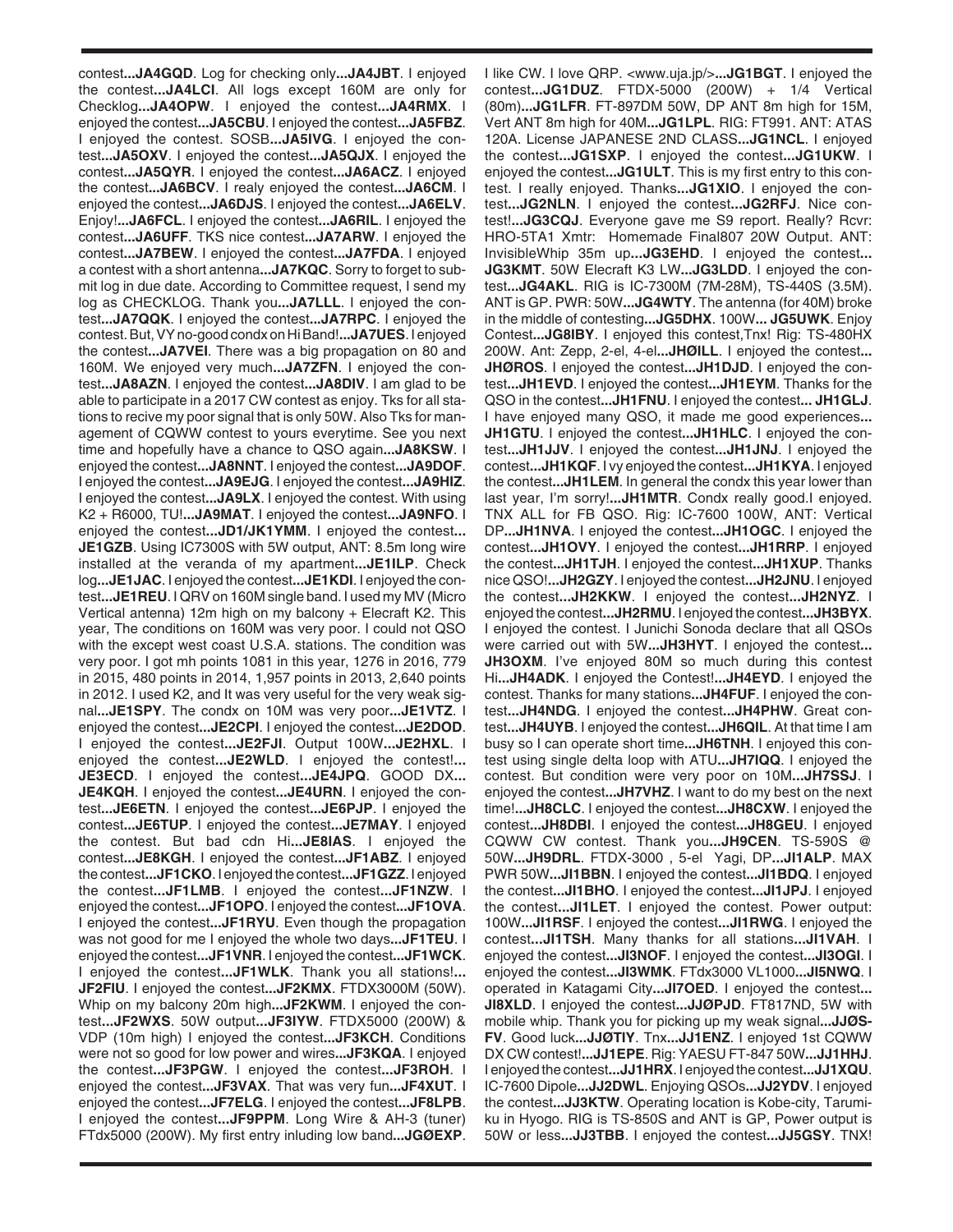contest...**JA4GQD**. Log for checking only...**JA4JBT**. I enjoyed the contest...**JA4LCI**. All logs except 160M are only for Checklog...**JA4OPW**. I enjoyed the contest...**JA4RMX**. I enjoyed the contest...**JA5CBU**. I enjoyed the contest...**JA5FBZ**. I enjoyed the contest. SOSB...**JA5IVG**. I enjoyed the contest...**JA5OXV**. I enjoyed the contest...**JA5QJX**. I enjoyed the contest...**JA5QYR**. I enjoyed the contest...**JA6ACZ**. I enjoyed the contest...**JA6BCV**. I realy enjoyed the contest...**JA6CM**. I enjoyed the contest...**JA6DJS**. I enjoyed the contest...**JA6ELV**. Enjoy!...**JA6FCL**. I enjoyed the contest...**JA6RIL**. I enjoyed the contest...**JA6UFF**. TKS nice contest...**JA7ARW**. I enjoyed the contest...**JA7BEW**. I enjoyed the contest...**JA7FDA**. I enjoyed a contest with a short antenna...**JA7KQC**. Sorry to forget to submit log in due date. According to Committee request, I send my log as CHECKLOG. Thank you...**JA7LLL**. I enjoyed the contest...**JA7QQK**. I enjoyed the contest...**JA7RPC**. I enjoyed the contest. But, VY no-good condx on Hi Band!...**JA7UES**. I enjoyed the contest...**JA7VEI**. There was a big propagation on 80 and 160M. We enjoyed very much...**JA7ZFN**. I enjoyed the contest...**JA8AZN**. I enjoyed the contest...**JA8DIV**. I am glad to be able to participate in a 2017 CW contest as enjoy. Tks for all stations to recive my poor signal that is only 50W. Also Tks for management of CQWW contest to yours everytime. See you next time and hopefully have a chance to QSO again...**JA8KSW**. I enjoyed the contest...**JA8NNT**. I enjoyed the contest...**JA9DOF**. I enjoyed the contest...**JA9EJG**. I enjoyed the contest...**JA9HIZ**. I enjoyed the contest...**JA9LX**. I enjoyed the contest. With using K2 + R6000, TU!...**JA9MAT**. I enjoyed the contest...**JA9NFO**. I enjoyed the contest...**JD1/JK1YMM**. I enjoyed the contest...**JE1GZB**. Using IC7300S with 5W output, ANT: 8.5m long wire installed at the veranda of my apartment...**JE1ILP**. Check log...**JE1JAC**. I enjoyed the contest...**JE1KDI**. I enjoyed the contest...**JE1REU**. I QRV on 160M single band. I used my MV (Micro Vertical antenna) 12m high on my balcony + Elecraft K2. This year, The conditions on 160M was very poor. I could not QSO with the except west coast U.S.A. stations. The condition was very poor. I got mh points 1081 in this year, 1276 in 2016, 779 in 2015, 480 points in 2014, 1,957 points in 2013, 2,640 points in 2012. I used K2, and It was very useful for the very weak signal...**JE1SPY**. The condx on 10M was very poor...**JE1VTZ**. I enjoyed the contest...**JE2CPI**. I enjoyed the contest...**JE2DOD**. I enjoyed the contest...**JE2FJI**. Output 100W...**JE2HXL**. I enjoyed the contest...**JE2WLD**. I enjoyed the contest!...**JE3ECD**. I enjoyed the contest...**JE4JPQ**. GOOD DX...**JE4KQH**. I enjoyed the contest...**JE4URN**. I enjoyed the contest...**JE6ETN**. I enjoyed the contest...**JE6PJP**. I enjoyed the contest...**JE6TUP**. I enjoyed the contest...**JE7MAY**. I enjoyed the contest. But bad cdn Hi...**JE8IAS**. I enjoyed the contest...**JE8KGH**. I enjoyed the contest...**JF1ABZ**. I enjoyed the contest...**JF1CKO**. I enjoyed the contest...**JF1GZZ**. I enjoyed the contest...**JF1LMB**. I enjoyed the contest...**JF1NZW**. I enjoyed the contest...**JF1OPO**. I enjoyed the contest...**JF1OVA**. I enjoyed the contest...**JF1RYU**. Even though the propagation was not good for me I enjoyed the whole two days...**JF1TEU**. I enjoyed the contest...**JF1VNR**. I enjoyed the contest...**JF1WCK**. I enjoyed the contest...**JF1WLK**. Thank you all stations!...**JF2FIU**. I enjoyed the contest...**JF2KMX**. FTDX3000M (50W). Whip on my balcony 20m high...**JF2KWM**. I enjoyed the contest...**JF2WXS**. 50W output...**JF3IYW**. FTDX5000 (200W) & VDP (10m high) I enjoyed the contest...**JF3KCH**. Conditions were not so good for low power and wires...**JF3KQA**. I enjoyed the contest...**JF3PGW**. I enjoyed the contest...**JF3ROH**. I enjoyed the contest...**JF3VAX**. That was very fun...**JF4XUT**. I enjoyed the contest...**JF7ELG**. I enjoyed the contest...**JF8LPB**. I enjoyed the contest...**JF9PPM**. Long Wire & AH-3 (tuner) FTdx5000 (200W). My first entry inluding low band...**JGØEXP**. I like CW. I love QRP. <www.uja.jp/>...**JG1BGT**. I enjoyed the contest...**JG1DUZ**. FTDX-5000 (200W) + 1/4 Vertical (80m)...**JG1LFR**. FT-897DM 50W, DP ANT 8m high for 15M, Vert ANT 8m high for 40M...**JG1LPL**. RIG: FT991. ANT: ATAS 120A. License JAPANESE 2ND CLASS...**JG1NCL**. I enjoyed the contest...**JG1SXP**. I enjoyed the contest...**JG1UKW**. I enjoyed the contest...**JG1ULT**. This is my first entry to this contest. I really enjoyed. Thanks...**JG1XIO**. I enjoyed the contest...**JG2NLN**. I enjoyed the contest...**JG2RFJ**. Nice contest!...**JG3CQJ**. Everyone gave me S9 report. Really? Rcvr: HRO-5TA1 Xmtr: Homemade Final807 20W Output. ANT: InvisibleWhip 35m up...**JG3EHD**. I enjoyed the contest...**JG3KMT**. 50W Elecraft K3 LW...**JG3LDD**. I enjoyed the contest...**JG4AKL**. RIG is IC-7300M (7M-28M), TS-440S (3.5M). ANT is GP. PWR: 50W...**JG4WTY**. The antenna (for 40M) broke in the middle of contesting...**JG5DHX**. 100W... **JG5UWK**. Enjoy Contest...**JG8IBY**. I enjoyed this contest,Tnx! Rig: TS-480HX 200W. Ant: Zepp, 2-el, 4-el...**JHØILL**. I enjoyed the contest...**JHØROS**. I enjoyed the contest...**JH1DJD**. I enjoyed the contest...**JH1EVD**. I enjoyed the contest...**JH1EYM**. Thanks for the QSO in the contest...**JH1FNU**. I enjoyed the contest... **JH1GLJ**. I have enjoyed many QSO, it made me good experiences...**JH1GTU**. I enjoyed the contest...**JH1HLC**. I enjoyed the contest...**JH1JJV**. I enjoyed the contest...**JH1JNJ**. I enjoyed the contest...**JH1KQF**. I vy enjoyed the contest...**JH1KYA**. I enjoyed the contest...**JH1LEM**. In general the condx this year lower than last year, I'm sorry!...**JH1MTR**. Condx really good.I enjoyed. TNX ALL for FB QSO. Rig: IC-7600 100W, ANT: Vertical DP...**JH1NVA**. I enjoyed the contest...**JH1OGC**. I enjoyed the contest...**JH1OVY**. I enjoyed the contest...**JH1RRP**. I enjoyed the contest...**JH1TJH**. I enjoyed the contest...**JH1XUP**. Thanks nice QSO!...**JH2GZY**. I enjoyed the contest...**JH2JNU**. I enjoyed the contest...**JH2KKW**. I enjoyed the contest...**JH2NYZ**. I enjoyed the contest...**JH2RMU**. I enjoyed the contest...**JH3BYX**. I enjoyed the contest. I Junichi Sonoda declare that all QSOs were carried out with 5W...**JH3HYT**. I enjoyed the contest...**JH3OXM**. I've enjoyed 80M so much during this contest Hi...**JH4ADK**. I enjoyed the Contest!...**JH4EYD**. I enjoyed the contest. Thanks for many stations...**JH4FUF**. I enjoyed the contest...**JH4NDG**. I enjoyed the contest...**JH4PHW**. Great contest...**JH4UYB**. I enjoyed the contest...**JH6QIL**. At that time I am busy so I can operate short time...**JH6TNH**. I enjoyed this contest using single delta loop with ATU...**JH7IQQ**. I enjoyed the contest. But condition were very poor on 10M...**JH7SSJ**. I enjoyed the contest...**JH7VHZ**. I want to do my best on the next time!...**JH8CLC**. I enjoyed the contest...**JH8CXW**. I enjoyed the contest...**JH8DBI**. I enjoyed the contest...**JH8GEU**. I enjoyed CQWW CW contest. Thank you...**JH9CEN**. TS-590S @ 50W...**JH9DRL**. FTDX-3000 , 5-el Yagi, DP...**JI1ALP**. MAX PWR 50W...**JI1BBN**. I enjoyed the contest...**JI1BDQ**. I enjoyed the contest...**JI1BHO**. I enjoyed the contest...**JI1JPJ**. I enjoyed the contest...**JI1LET**. I enjoyed the contest. Power output: 100W...**JI1RSF**. I enjoyed the contest...**JI1RWG**. I enjoyed the contest...**JI1TSH**. Many thanks for all stations...**JI1VAH**. I enjoyed the contest...**JI3NOF**. I enjoyed the contest...**JI3OGI**. I enjoyed the contest...**JI3WMK**. FTdx3000 VL1000...**JI5NWQ**. I operated in Katagami City...**JI7OED**. I enjoyed the contest...**JI8XLD**. I enjoyed the contest...**JJØPJD**. FT817ND, 5W with mobile whip. Thank you for picking up my weak signal...**JJØSFV**. Good luck...**JJØTIY**. Tnx...**JJ1ENZ**. I enjoyed 1st CQWW DX CW contest!...**JJ1EPE**. Rig: YAESU FT-847 50W...**JJ1HHJ**. I enjoyed the contest...**JJ1HRX**. I enjoyed the contest...**JJ1XQU**. IC-7600 Dipole...**JJ2DWL**. Enjoying QSOs...**JJ2YDV**. I enjoyed the contest...**JJ3KTW**. Operating location is Kobe-city, Tarumi-ku in Hyogo. RIG is TS-850S and ANT is GP, Power output is 50W or less...**JJ3TBB**. I enjoyed the contest...**JJ5GSY**. TNX!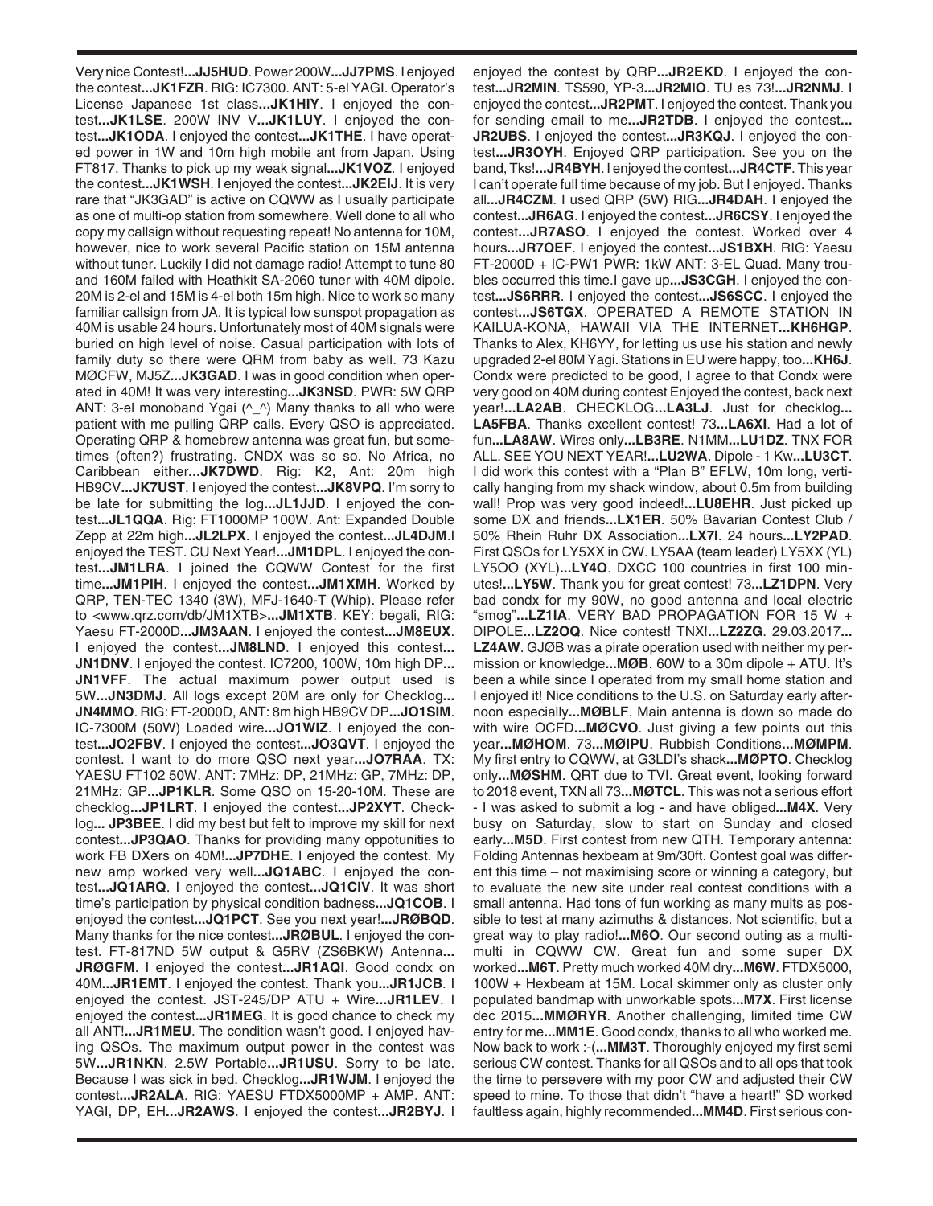Very nice Contest!**...JJ5HUD**. Power 200W**...JJ7PMS**. I enjoyed the contest**...JK1FZR**. RIG: IC7300. ANT: 5-el YAGI. Operator's License Japanese 1st class**...JK1HIY**. I enjoyed the contest**...JK1LSE**. 200W INV V**...JK1LUY**. I enjoyed the contest**...JK1ODA**. I enjoyed the contest**...JK1THE**. I have operated power in 1W and 10m high mobile ant from Japan. Using FT817. Thanks to pick up my weak signal**...JK1VOZ**. I enjoyed the contest**...JK1WSH**. I enjoyed the contest**...JK2EIJ**. It is very rare that "JK3GAD" is active on CQWW as I usually participate as one of multi-op station from somewhere. Well done to all who copy my callsign without requesting repeat! No antenna for 10M, however, nice to work several Pacific station on 15M antenna without tuner. Luckily I did not damage radio! Attempt to tune 80 and 160M failed with Heathkit SA-2060 tuner with 40M dipole. 20M is 2-el and 15M is 4-el both 15m high. Nice to work so many familiar callsign from JA. It is typical low sunspot propagation as 40M is usable 24 hours. Unfortunately most of 40M signals were buried on high level of noise. Casual participation with lots of family duty so there were QRM from baby as well. 73 Kazu MØCFW, MJ5Z**...JK3GAD**. I was in good condition when operated in 40M! It was very interesting**...JK3NSD**. PWR: 5W QRP ANT: 3-el monoband Ygai (^_^) Many thanks to all who were patient with me pulling QRP calls. Every QSO is appreciated. Operating QRP & homebrew antenna was great fun, but sometimes (often?) frustrating. CNDX was so so. No Africa, no Caribbean either**...JK7DWD**. Rig: K2, Ant: 20m high HB9CV**...JK7UST**. I enjoyed the contest**...JK8VPQ**. I'm sorry to be late for submitting the log**...JL1JJD**. I enjoyed the contest**...JL1QQA**. Rig: FT1000MP 100W. Ant: Expanded Double Zepp at 22m high**...JL2LPX**. I enjoyed the contest**...JL4DJM**. I enjoyed the TEST. CU Next Year!**...JM1DPL**. I enjoyed the contest**...JM1LRA**. I joined the CQWW Contest for the first time**...JM1PIH**. I enjoyed the contest**...JM1XMH**. Worked by QRP, TEN-TEC 1340 (3W), MFJ-1640-T (Whip). Please refer to <www.qrz.com/db/JM1XTB>**...JM1XTB**. KEY: begali, RIG: Yaesu FT-2000D**...JM3AAN**. I enjoyed the contest**...JM8EUX**. I enjoyed the contest**...JM8LND**. I enjoyed this contest**... JN1DNV**. I enjoyed the contest. IC7200, 100W, 10m high DP**... JN1VFF**. The actual maximum power output used is 5W**...JN3DMJ**. All logs except 20M are only for Checklog**... JN4MMO**. RIG: FT-2000D, ANT: 8m high HB9CV DP**...JO1SIM**. IC-7300M (50W) Loaded wire**...JO1WIZ**. I enjoyed the contest**...JO2FBV**. I enjoyed the contest**...JO3QVT**. I enjoyed the contest. I want to do more QSO next year**...JO7RAA**. TX: YAESU FT102 50W. ANT: 7MHz: DP, 21MHz: GP, 7MHz: DP, 21MHz: GP**...JP1KLR**. Some QSO on 15-20-10M. These are checklog**...JP1LRT**. I enjoyed the contest**...JP2XYT**. Checklog**... JP3BEE**. I did my best but felt to improve my skill for next contest**...JP3QAO**. Thanks for providing many oppotunities to work FB DXers on 40M!**...JP7DHE**. I enjoyed the contest. My new amp worked very well**...JQ1ABC**. I enjoyed the contest**...JQ1ARQ**. I enjoyed the contest**...JQ1CIV**. It was short time's participation by physical condition badness**...JQ1COB**. I enjoyed the contest**...JQ1PCT**. See you next year!**...JRØBQD**. Many thanks for the nice contest**...JRØBUL**. I enjoyed the contest. FT-817ND 5W output & G5RV (ZS6BKW) Antenna**... JRØGFM**. I enjoyed the contest**...JR1AQI**. Good condx on 40M**...JR1EMT**. I enjoyed the contest. Thank you**...JR1JCB**. I enjoyed the contest. JST-245/DP ATU + Wire**...JR1LEV**. I enjoyed the contest**...JR1MEG**. It is good chance to check my all ANT!**...JR1MEU**. The condition wasn't good. I enjoyed having QSOs. The maximum output power in the contest was 5W**...JR1NKN**. 2.5W Portable**...JR1USU**. Sorry to be late. Because I was sick in bed. Checklog**...JR1WJM**. I enjoyed the contest**...JR2ALA**. RIG: YAESU FTDX5000MP + AMP. ANT: YAGI, DP, EH**...JR2AWS**. I enjoyed the contest**...JR2BYJ**. I enjoyed the contest by QRP**...JR2EKD**. I enjoyed the contest**...JR2MIN**. TS590, YP-3**...JR2MIO**. TU es 73!**...JR2NMJ**. I enjoyed the contest**...JR2PMT**. I enjoyed the contest. Thank you for sending email to me**...JR2TDB**. I enjoyed the contest**... JR2UBS**. I enjoyed the contest**...JR3KQJ**. I enjoyed the contest**...JR3OYH**. Enjoyed QRP participation. See you on the band, Tks!**...JR4BYH**. I enjoyed the contest**...JR4CTF**. This year I can't operate full time because of my job. But I enjoyed. Thanks all**...JR4CZM**. I used QRP (5W) RIG**...JR4DAH**. I enjoyed the contest**...JR6AG**. I enjoyed the contest**...JR6CSY**. I enjoyed the contest**...JR7ASO**. I enjoyed the contest. Worked over 4 hours**...JR7OEF**. I enjoyed the contest**...JS1BXH**. RIG: Yaesu FT-2000D + IC-PW1 PWR: 1kW ANT: 3-EL Quad. Many troubles occurred this time.I gave up**...JS3CGH**. I enjoyed the contest**...JS6RRR**. I enjoyed the contest**...JS6SCC**. I enjoyed the contest**...JS6TGX**. OPERATED A REMOTE STATION IN KAILUA-KONA, HAWAII VIA THE INTERNET**...KH6HGP**. Thanks to Alex, KH6YY, for letting us use his station and newly upgraded 2-el 80M Yagi. Stations in EU were happy, too**...KH6J**. Condx were predicted to be good, I agree to that Condx were very good on 40M during contest Enjoyed the contest, back next year!**...LA2AB**. CHECKLOG**...LA3LJ**. Just for checklog**... LA5FBA**. Thanks excellent contest! 73**...LA6XI**. Had a lot of fun**...LA8AW**. Wires only**...LB3RE**. N1MM**...LU1DZ**. TNX FOR ALL. SEE YOU NEXT YEAR!**...LU2WA**. Dipole - 1 Kw**...LU3CT**. I did work this contest with a "Plan B" EFLW, 10m long, vertically hanging from my shack window, about 0.5m from building wall! Prop was very good indeed!**...LU8EHR**. Just picked up some DX and friends**...LX1ER**. 50% Bavarian Contest Club / 50% Rhein Ruhr DX Association**...LX7I**. 24 hours**...LY2PAD**. First QSOs for LY5XX in CW. LY5AA (team leader) LY5XX (YL) LY5OO (XYL)**...LY4O**. DXCC 100 countries in first 100 minutes!**...LY5W**. Thank you for great contest! 73**...LZ1DPN**. Very bad condx for my 90W, no good antenna and local electric "smog"**...LZ1IA**. VERY BAD PROPAGATION FOR 15 W + DIPOLE**...LZ2OQ**. Nice contest! TNX!**...LZ2ZG**. 29.03.2017**... LZ4AW**. GJØB was a pirate operation used with neither my permission or knowledge**...MØB**. 60W to a 30m dipole + ATU. It's been a while since I operated from my small home station and I enjoyed it! Nice conditions to the U.S. on Saturday early afternoon especially**...MØBLF**. Main antenna is down so made do with wire OCFD**...MØCVO**. Just giving a few points out this year**...MØHOM**. 73**...MØIPU**. Rubbish Conditions**...MØMPM**. My first entry to CQWW, at G3LDI's shack**...MØPTO**. Checklog only**...MØSHM**. QRT due to TVI. Great event, looking forward to 2018 event, TXN all 73**...MØTCL**. This was not a serious effort - I was asked to submit a log - and have obliged**...M4X**. Very busy on Saturday, slow to start on Sunday and closed early**...M5D**. First contest from new QTH. Temporary antenna: Folding Antennas hexbeam at 9m/30ft. Contest goal was different this time – not maximising score or winning a category, but to evaluate the new site under real contest conditions with a small antenna. Had tons of fun working as many mults as possible to test at many azimuths & distances. Not scientific, but a great way to play radio!**...M6O**. Our second outing as a multi-multi in CQWW CW. Great fun and some super DX worked**...M6T**. Pretty much worked 40M dry**...M6W**. FTDX5000, 100W + Hexbeam at 15M. Local skimmer only as cluster only populated bandmap with unworkable spots**...M7X**. First license dec 2015**...MMØRYR**. Another challenging, limited time CW entry for me**...MM1E**. Good condx, thanks to all who worked me. Now back to work :-(**...MM3T**. Thoroughly enjoyed my first semi serious CW contest. Thanks for all QSOs and to all ops that took the time to persevere with my poor CW and adjusted their CW speed to mine. To those that didn't "have a heart!" SD worked faultless again, highly recommended**...MM4D**. First serious con-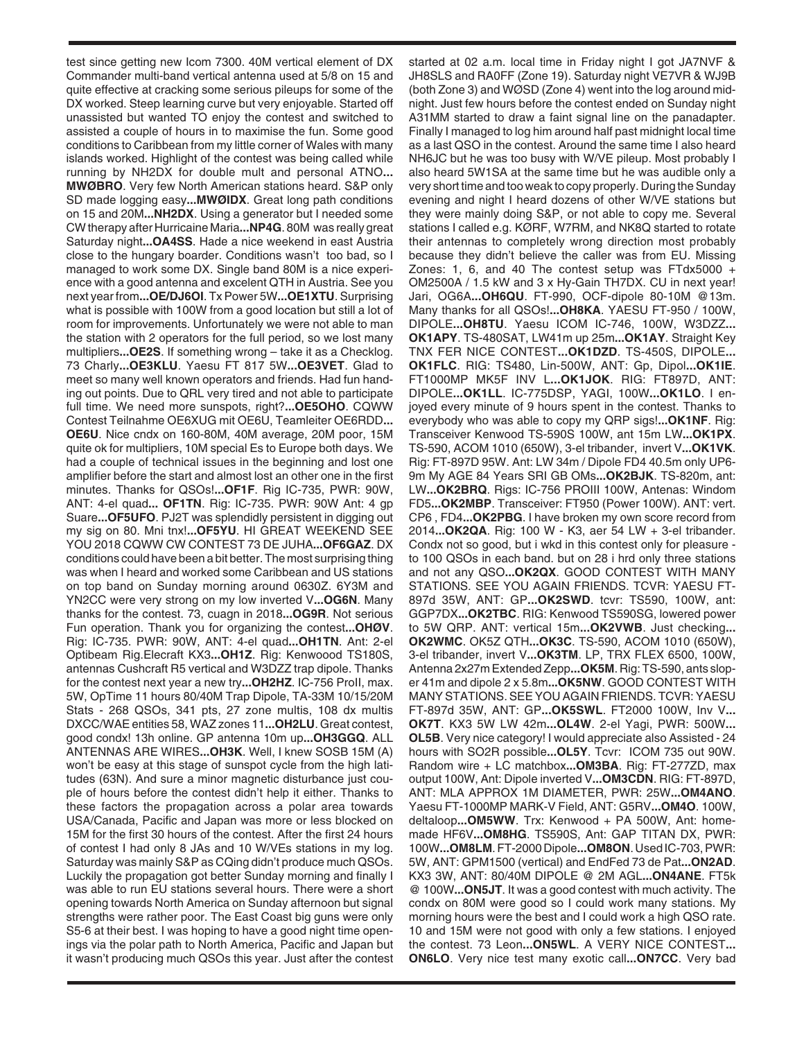test since getting new Icom 7300. 40M vertical element of DX Commander multi-band vertical antenna used at 5/8 on 15 and quite effective at cracking some serious pileups for some of the DX worked. Steep learning curve but very enjoyable. Started off unassisted but wanted TO enjoy the contest and switched to assisted a couple of hours in to maximise the fun. Some good conditions to Caribbean from my little corner of Wales with many islands worked. Highlight of the contest was being called while running by NH2DX for double mult and personal ATNO**...MWØBRO**. Very few North American stations heard. S&P only SD made logging easy**...MWØIDX**. Great long path conditions on 15 and 20M**...NH2DX**. Using a generator but I needed some CW therapy after Hurricaine Maria**...NP4G**. 80M was really great Saturday night**...OA4SS**. Hade a nice weekend in east Austria close to the hungary boarder. Conditions wasn't too bad, so I managed to work some DX. Single band 80M is a nice experience with a good antenna and excelent QTH in Austria. See you next year from**...OE/DJ6OI**. Tx Power 5W**...OE1XTU**. Surprising what is possible with 100W from a good location but still a lot of room for improvements. Unfortunately we were not able to man the station with 2 operators for the full period, so we lost many multipliers**...OE2S**. If something wrong – take it as a Checklog. 73 Charly**...OE3KLU**. Yaesu FT 817 5W**...OE3VET**. Glad to meet so many well known operators and friends. Had fun handing out points. Due to QRL very tired and not able to participate full time. We need more sunspots, right?**...OE5OHO**. CQWW Contest Teilnahme OE6XUG mit OE6U, Teamleiter OE6RDD**...OE6U**. Nice cndx on 160-80M, 40M average, 20M poor, 15M quite ok for multipliers, 10M special Es to Europe both days. We had a couple of technical issues in the beginning and lost one amplifier before the start and almost lost an other one in the first minutes. Thanks for QSOs!**...OF1F**. Rig IC-735, PWR: 90W, ANT: 4-el quad**... OF1TN**. Rig: IC-735. PWR: 90W Ant: 4 gp Suare**...OF5UFO**. PJ2T was splendidly persistent in digging out my sig on 80. Mni tnx!**...OF5YU**. HI GREAT WEEKEND SEE YOU 2018 CQWW CW CONTEST 73 DE JUHA**...OF6GAZ**. DX conditions could have been a bit better. The most surprising thing was when I heard and worked some Caribbean and US stations on top band on Sunday morning around 0630Z. 6Y3M and YN2CC were very strong on my low inverted V**...OG6N**. Many thanks for the contest. 73, cuagn in 2018**...OG9R**. Not serious Fun operation. Thank you for organizing the contest**...OHØV**. Rig: IC-735. PWR: 90W, ANT: 4-el quad**...OH1TN**. Ant: 2-el Optibeam Rig.Elecraft KX3**...OH1Z**. Rig: Kenwoood TS180S, antennas Cushcraft R5 vertical and W3DZZ trap dipole. Thanks for the contest next year a new try**...OH2HZ**. IC-756 ProII, max. 5W, OpTime 11 hours 80/40M Trap Dipole, TA-33M 10/15/20M Stats - 268 QSOs, 341 pts, 27 zone multis, 108 dx multis DXCC/WAE entities 58, WAZ zones 11**...OH2LU**. Great contest, good condx! 13h online. GP antenna 10m up**...OH3GGQ**. ALL ANTENNAS ARE WIRES**...OH3K**. Well, I knew SOSB 15M (A) won't be easy at this stage of sunspot cycle from the high latitudes (63N). And sure a minor magnetic disturbance just couple of hours before the contest didn't help it either. Thanks to these factors the propagation across a polar area towards USA/Canada, Pacific and Japan was more or less blocked on 15M for the first 30 hours of the contest. After the first 24 hours of contest I had only 8 JAs and 10 W/VEs stations in my log. Saturday was mainly S&P as CQing didn't produce much QSOs. Luckily the propagation got better Sunday morning and finally I was able to run EU stations several hours. There were a short opening towards North America on Sunday afternoon but signal strengths were rather poor. The East Coast big guns were only S5-6 at their best. I was hoping to have a good night time openings via the polar path to North America, Pacific and Japan but it wasn't producing much QSOs this year. Just after the contest started at 02 a.m. local time in Friday night I got JA7NVF & JH8SLS and RA0FF (Zone 19). Saturday night VE7VR & WJ9B (both Zone 3) and WØSD (Zone 4) went into the log around midnight. Just few hours before the contest ended on Sunday night A31MM started to draw a faint signal line on the panadapter. Finally I managed to log him around half past midnight local time as a last QSO in the contest. Around the same time I also heard NH6JC but he was too busy with W/VE pileup. Most probably I also heard 5W1SA at the same time but he was audible only a very short time and too weak to copy properly. During the Sunday evening and night I heard dozens of other W/VE stations but they were mainly doing S&P, or not able to copy me. Several stations I called e.g. KØRF, W7RM, and NK8Q started to rotate their antennas to completely wrong direction most probably because they didn't believe the caller was from EU. Missing Zones: 1, 6, and 40 The contest setup was FTdx5000 + OM2500A / 1.5 kW and 3 x Hy-Gain TH7DX. CU in next year! Jari, OG6A**...OH6QU**. FT-990, OCF-dipole 80-10M @13m. Many thanks for all QSOs!**...OH8KA**. YAESU FT-950 / 100W, DIPOLE**...OH8TU**. Yaesu ICOM IC-746, 100W, W3DZZ**...OK1APY**. TS-480SAT, LW41m up 25m**...OK1AY**. Straight Key TNX FER NICE CONTEST**...OK1DZD**. TS-450S, DIPOLE**...OK1FLC**. RIG: TS480, Lin-500W, ANT: Gp, Dipol**...OK1IE**. FT1000MP MK5F INV L**...OK1JOK**. RIG: FT897D, ANT: DIPOLE**...OK1LL**. IC-775DSP, YAGI, 100W**...OK1LO**. I enjoyed every minute of 9 hours spent in the contest. Thanks to everybody who was able to copy my QRP sigs!**...OK1NF**. Rig: Transceiver Kenwood TS-590S 100W, ant 15m LW**...OK1PX**. TS-590, ACOM 1010 (650W), 3-el tribander, invert V**...OK1VK**. Rig: FT-897D 95W. Ant: LW 34m / Dipole FD4 40.5m only UP6-9m My AGE 84 Years SRI GB OMs**...OK2BJK**. TS-820m, ant: LW**...OK2BRQ**. Rigs: IC-756 PROIII 100W, Antenas: Windom FD5**...OK2MBP**. Transceiver: FT950 (Power 100W). ANT: vert. CP6 , FD4**...OK2PBG**. I have broken my own score record from 2014**...OK2QA**. Rig: 100 W - K3, aer 54 LW + 3-el tribander. Condx not so good, but i wkd in this contest only for pleasure - to 100 QSOs in each band. but on 28 i hrd only three stations and not any QSO**...OK2QX**. GOOD CONTEST WITH MANY STATIONS. SEE YOU AGAIN FRIENDS. TCVR: YAESU FT-897d 35W, ANT: GP**...OK2SWD**. tcvr: TS590, 100W, ant: GGP7DX**...OK2TBC**. RIG: Kenwood TS590SG, lowered power to 5W QRP. ANT: vertical 15m**...OK2VWB**. Just checking**...OK2WMC**. OK5Z QTH**...OK3C**. TS-590, ACOM 1010 (650W), 3-el tribander, invert V**...OK3TM**. LP, TRX FLEX 6500, 100W, Antenna 2x27m Extended Zepp**...OK5M**. Rig: TS-590, ants sloper 41m and dipole 2 x 5.8m**...OK5NW**. GOOD CONTEST WITH MANY STATIONS. SEE YOU AGAIN FRIENDS. TCVR: YAESU FT-897d 35W, ANT: GP**...OK5SWL**. FT2000 100W, Inv V**...OK7T**. KX3 5W LW 42m**...OL4W**. 2-el Yagi, PWR: 500W**...OL5B**. Very nice category! I would appreciate also Assisted - 24 hours with SO2R possible**...OL5Y**. Tcvr: ICOM 735 out 90W. Random wire + LC matchbox**...OM3BA**. Rig: FT-277ZD, max output 100W, Ant: Dipole inverted V**...OM3CDN**. RIG: FT-897D, ANT: MLA APPROX 1M DIAMETER, PWR: 25W**...OM4ANO**. Yaesu FT-1000MP MARK-V Field, ANT: G5RV**...OM4O**. 100W, deltaloop**...OM5WW**. Trx: Kenwood + PA 500W, Ant: homemade HF6V**...OM8HG**. TS590S, Ant: GAP TITAN DX, PWR: 100W**...OM8LM**. FT-2000 Dipole**...OM8ON**. Used IC-703, PWR: 5W, ANT: GPM1500 (vertical) and EndFed 73 de Pat**...ON2AD**. KX3 3W, ANT: 80/40M DIPOLE @ 2M AGL**...ON4ANE**. FT5k @ 100W**...ON5JT**. It was a good contest with much activity. The condx on 80M were good so I could work many stations. My morning hours were the best and I could work a high QSO rate. 10 and 15M were not good with only a few stations. I enjoyed the contest. 73 Leon**...ON5WL**. A VERY NICE CONTEST**...ON6LO**. Very nice test many exotic call**...ON7CC**. Very bad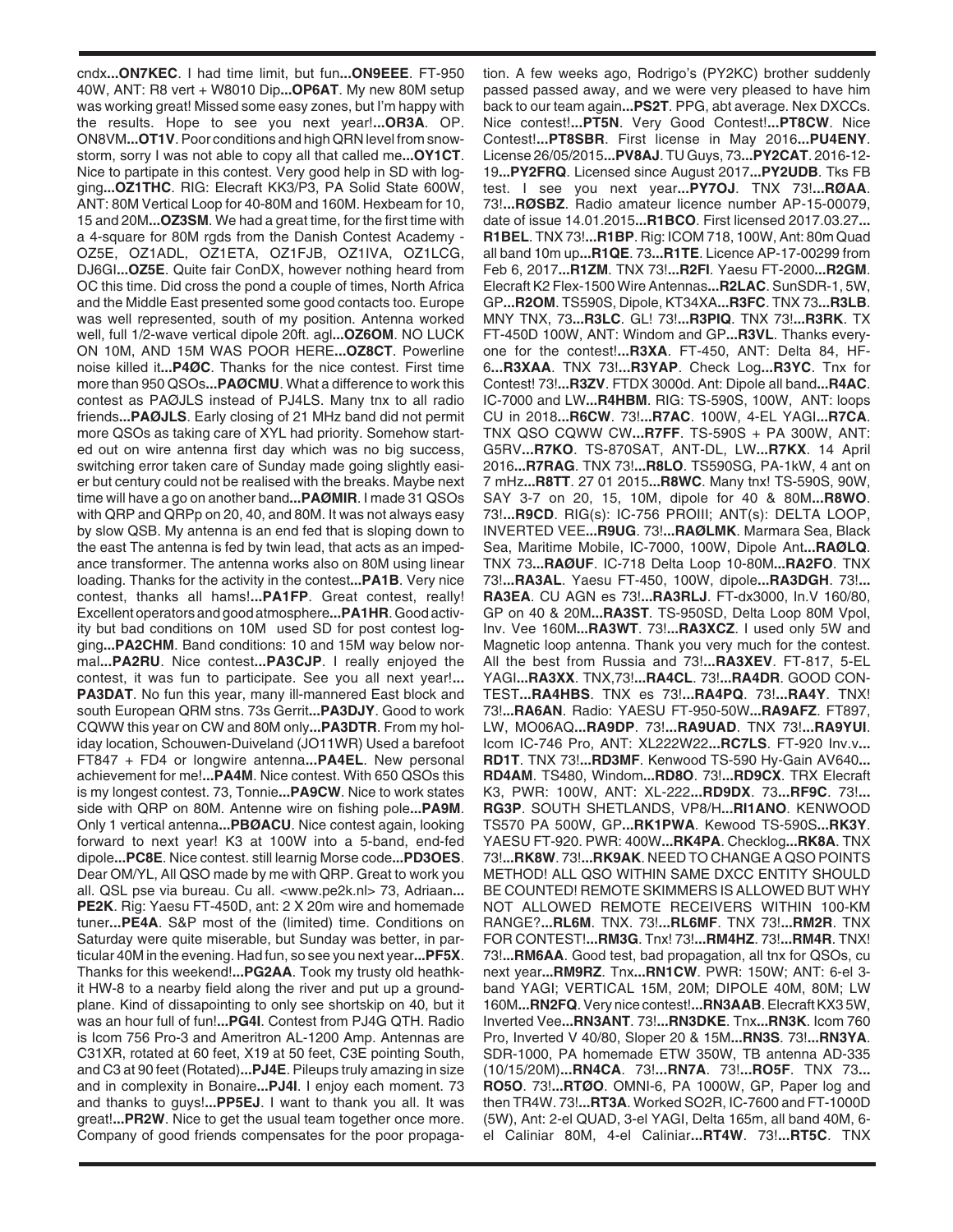cndx...**ON7KEC**. I had time limit, but fun...**ON9EEE**. FT-950 40W, ANT: R8 vert + W8010 Dip...**OP6AT**. My new 80M setup was working great! Missed some easy zones, but I'm happy with the results. Hope to see you next year!...**OR3A**. OP. ON8VM...**OT1V**. Poor conditions and high QRN level from snowstorm, sorry I was not able to copy all that called me...**OY1CT**. Nice to partipate in this contest. Very good help in SD with logging...**OZ1THC**. RIG: Elecraft KK3/P3, PA Solid State 600W, ANT: 80M Vertical Loop for 40-80M and 160M. Hexbeam for 10, 15 and 20M...**OZ3SM**. We had a great time, for the first time with a 4-square for 80M rgds from the Danish Contest Academy - OZ5E, OZ1ADL, OZ1ETA, OZ1FJB, OZ1IVA, OZ1LCG, DJ6GI...**OZ5E**. Quite fair ConDX, however nothing heard from OC this time. Did cross the pond a couple of times, North Africa and the Middle East presented some good contacts too. Europe was well represented, south of my position. Antenna worked well, full 1/2-wave vertical dipole 20ft. agl...**OZ6OM**. NO LUCK ON 10M, AND 15M WAS POOR HERE...**OZ8CT**. Powerline noise killed it...**P4ØC**. Thanks for the nice contest. First time more than 950 QSOs...**PAØCMU**. What a difference to work this contest as PAØJLS instead of PJ4LS. Many tnx to all radio friends...**PAØJLS**. Early closing of 21 MHz band did not permit more QSOs as taking care of XYL had priority. Somehow started out on wire antenna first day which was no big success, switching error taken care of Sunday made going slightly easier but century could not be realised with the breaks. Maybe next time will have a go on another band...**PAØMIR**. I made 31 QSOs with QRP and QRPp on 20, 40, and 80M. It was not always easy by slow QSB. My antenna is an end fed that is sloping down to the east The antenna is fed by twin lead, that acts as an impedance transformer. The antenna works also on 80M using linear loading. Thanks for the activity in the contest...**PA1B**. Very nice contest, thanks all hams!...**PA1FP**. Great contest, really! Excellent operators and good atmosphere...**PA1HR**. Good activity but bad conditions on 10M used SD for post contest logging...**PA2CHM**. Band conditions: 10 and 15M way below normal...**PA2RU**. Nice contest...**PA3CJP**. I really enjoyed the contest, it was fun to participate. See you all next year!...**PA3DAT**. No fun this year, many ill-mannered East block and south European QRM stns. 73s Gerrit...**PA3DJY**. Good to work CQWW this year on CW and 80M only...**PA3DTR**. From my holiday location, Schouwen-Duiveland (JO11WR) Used a barefoot FT847 + FD4 or longwire antenna...**PA4EL**. New personal achievement for me!...**PA4M**. Nice contest. With 650 QSOs this is my longest contest. 73, Tonnie...**PA9CW**. Nice to work states side with QRP on 80M. Antenne wire on fishing pole...**PA9M**. Only 1 vertical antenna...**PBØACU**. Nice contest again, looking forward to next year! K3 at 100W into a 5-band, end-fed dipole...**PC8E**. Nice contest. still learnig Morse code...**PD3OES**. Dear OM/YL, All QSO made by me with QRP. Great to work you all. QSL pse via bureau. Cu all. <www.pe2k.nl> 73, Adriaan...**PE2K**. Rig: Yaesu FT-450D, ant: 2 X 20m wire and homemade tuner...**PE4A**. S&P most of the (limited) time. Conditions on Saturday were quite miserable, but Sunday was better, in particular 40M in the evening. Had fun, so see you next year...**PF5X**. Thanks for this weekend!...**PG2AA**. Took my trusty old heathkit HW-8 to a nearby field along the river and put up a groundplane. Kind of dissapointing to only see shortskip on 40, but it was an hour full of fun!...**PG4I**. Contest from PJ4G QTH. Radio is Icom 756 Pro-3 and Ameritron AL-1200 Amp. Antennas are C31XR, rotated at 60 feet, X19 at 50 feet, C3E pointing South, and C3 at 90 feet (Rotated)...**PJ4E**. Pileups truly amazing in size and in complexity in Bonaire...**PJ4I**. I enjoy each moment. 73 and thanks to guys!...**PP5EJ**. I want to thank you all. It was great!...**PR2W**. Nice to get the usual team together once more. Company of good friends compensates for the poor propagation. A few weeks ago, Rodrigo's (PY2KC) brother suddenly passed passed away, and we were very pleased to have him back to our team again...**PS2T**. PPG, abt average. Nex DXCCs. Nice contest!...**PT5N**. Very Good Contest!...**PT8CW**. Nice Contest!...**PT8SBR**. First license in May 2016...**PU4ENY**. License 26/05/2015...**PV8AJ**. TU Guys, 73...**PY2CAT**. 2016-12-19...**PY2FRQ**. Licensed since August 2017...**PY2UDB**. Tks FB test. I see you next year...**PY7OJ**. TNX 73!...**RØAA**. 73!...**RØSBZ**. Radio amateur licence number AP-15-00079, date of issue 14.01.2015...**R1BCO**. First licensed 2017.03.27...**R1BEL**. TNX 73!...**R1BP**. Rig: ICOM 718, 100W, Ant: 80m Quad all band 10m up...**R1QE**. 73...**R1TE**. Licence AP-17-00299 from Feb 6, 2017...**R1ZM**. TNX 73!...**R2FI**. Yaesu FT-2000...**R2GM**. Elecraft K2 Flex-1500 Wire Antennas...**R2LAC**. SunSDR-1, 5W, GP...**R2OM**. TS590S, Dipole, KT34XA...**R3FC**. TNX 73...**R3LB**. MNY TNX, 73...**R3LC**. GL! 73!...**R3PIQ**. TNX 73!...**R3RK**. TX FT-450D 100W, ANT: Windom and GP...**R3VL**. Thanks everyone for the contest!...**R3XA**. FT-450, ANT: Delta 84, HF-6...**R3XAA**. TNX 73!...**R3YAP**. Check Log...**R3YC**. Tnx for Contest! 73!...**R3ZV**. FTDX 3000d. Ant: Dipole all band...**R4AC**. IC-7000 and LW...**R4HBM**. RIG: TS-590S, 100W, ANT: loops CU in 2018...**R6CW**. 73!...**R7AC**. 100W, 4-EL YAGI...**R7CA**. TNX QSO CQWW CW...**R7FF**. TS-590S + PA 300W, ANT: G5RV...**R7KO**. TS-870SAT, ANT-DL, LW...**R7KX**. 14 April 2016...**R7RAG**. TNX 73!...**R8LO**. TS590SG, PA-1kW, 4 ant on 7 mHz...**R8TT**. 27 01 2015...**R8WC**. Many tnx! TS-590S, 90W, SAY 3-7 on 20, 15, 10M, dipole for 40 & 80M...**R8WO**. 73!...**R9CD**. RIG(s): IC-756 PROIII; ANT(s): DELTA LOOP, INVERTED VEE...**R9UG**. 73!...**RAØLMK**. Marmara Sea, Black Sea, Maritime Mobile, IC-7000, 100W, Dipole Ant...**RAØLQ**. TNX 73...**RAØUF**. IC-718 Delta Loop 10-80M...**RA2FO**. TNX 73!...**RA3AL**. Yaesu FT-450, 100W, dipole...**RA3DGH**. 73!...**RA3EA**. CU AGN es 73!...**RA3RLJ**. FT-dx3000, In.V 160/80, GP on 40 & 20M...**RA3ST**. TS-950SD, Delta Loop 80M Vpol, Inv. Vee 160M...**RA3WT**. 73!...**RA3XCZ**. I used only 5W and Magnetic loop antenna. Thank you very much for the contest. All the best from Russia and 73!...**RA3XEV**. FT-817, 5-EL YAGI...**RA3XX**. TNX,73!...**RA4CL**. 73!...**RA4DR**. GOOD CONTEST...**RA4HBS**. TNX es 73!...**RA4PQ**. 73!...**RA4Y**. TNX! 73!...**RA6AN**. Radio: YAESU FT-950-50W...**RA9AFZ**. FT897, LW, MO06AQ...**RA9DP**. 73!...**RA9UAD**. TNX 73!...**RA9YUI**. Icom IC-746 Pro, ANT: XL222W22...**RC7LS**. FT-920 Inv.v...**RD1T**. TNX 73!...**RD3MF**. Kenwood TS-590 Hy-Gain AV640...**RD4AM**. TS480, Windom...**RD8O**. 73!...**RD9CX**. TRX Elecraft K3, PWR: 100W, ANT: XL-222...**RD9DX**. 73...**RF9C**. 73!...**RG3P**. SOUTH SHETLANDS, VP8/H...**RI1ANO**. KENWOOD TS570 PA 500W, GP...**RK1PWA**. Kewood TS-590S...**RK3Y**. YAESU FT-920. PWR: 400W...**RK4PA**. Checklog...**RK8A**. TNX 73!...**RK8W**. 73!...**RK9AK**. NEED TO CHANGE A QSO POINTS METHOD! ALL QSO WITHIN SAME DXCC ENTITY SHOULD BE COUNTED! REMOTE SKIMMERS IS ALLOWED BUT WHY NOT ALLOWED REMOTE RECEIVERS WITHIN 100-KM RANGE?...**RL6M**. TNX. 73!...**RL6MF**. TNX 73!...**RM2R**. TNX FOR CONTEST!...**RM3G**. Tnx! 73!...**RM4HZ**. 73!...**RM4R**. TNX! 73!...**RM6AA**. Good test, bad propagation, all tnx for QSOs, cu next year...**RM9RZ**. Tnx...**RN1CW**. PWR: 150W; ANT: 6-el 3-band YAGI; VERTICAL 15M, 20M; DIPOLE 40M, 80M; LW 160M...**RN2FQ**. Very nice contest!...**RN3AAB**. Elecraft KX3 5W, Inverted Vee...**RN3ANT**. 73!...**RN3DKE**. Tnx...**RN3K**. Icom 760 Pro, Inverted V 40/80, Sloper 20 & 15M...**RN3S**. 73!...**RN3YA**. SDR-1000, PA homemade ETW 350W, TB antenna AD-335 (10/15/20M)...**RN4CA**. 73!...**RN7A**. 73!...**RO5F**. TNX 73...**RO5O**. 73!...**RTØO**. OMNI-6, PA 1000W, GP, Paper log and then TR4W. 73!...**RT3A**. Worked SO2R, IC-7600 and FT-1000D (5W), Ant: 2-el QUAD, 3-el YAGI, Delta 165m, all band 40M, 6-el Caliniar 80M, 4-el Caliniar...**RT4W**. 73!...**RT5C**. TNX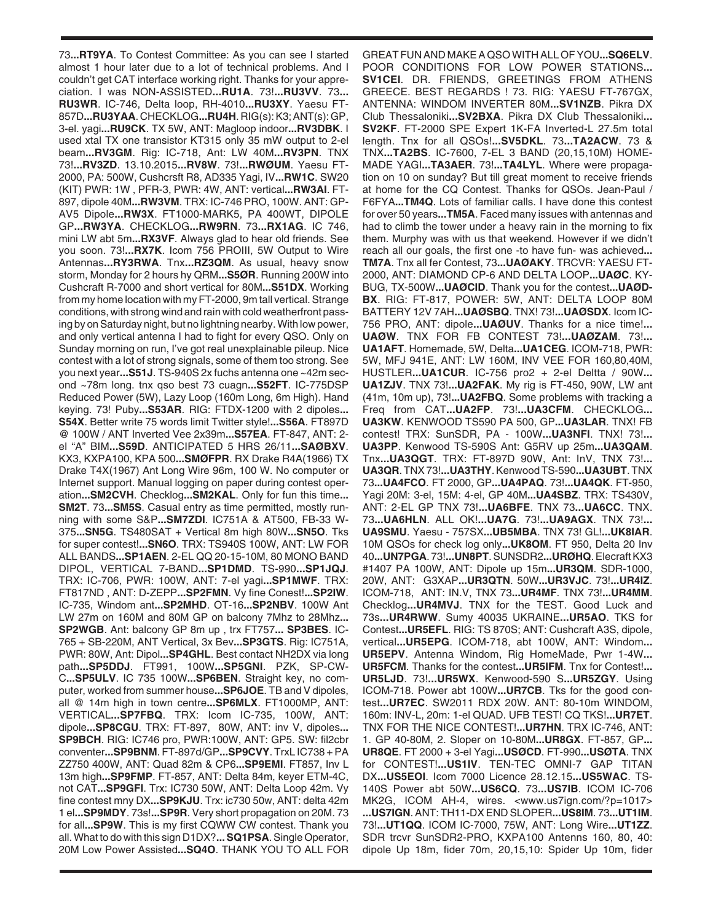73...**RT9YA**. To Contest Committee: As you can see I started almost 1 hour later due to a lot of technical problems. And I couldn't get CAT interface working right. Thanks for your appreciation. I was NON-ASSISTED...**RU1A**. 73!...**RU3VV**. 73... **RU3WR**. IC-746, Delta loop, RH-4010...**RU3XY**. Yaesu FT-857D...**RU3YAA**. CHECKLOG...**RU4H**. RIG(s): K3; ANT(s): GP, 3-el. yagi...**RU9CK**. TX 5W, ANT: Magloop indoor...**RV3DBK**. I used xtal TX one transistor KT315 only 35 mW output to 2-el beam...**RV3GM**. Rig: IC-718, Ant: LW 40M...**RV3PN**. TNX 73!...**RV3ZD**. 13.10.2015...**RV8W**. 73!...**RWØUM**. Yaesu FT-2000, PA: 500W, Cushcrsft R8, AD335 Yagi, IV...**RW1C**. SW20 (KIT) PWR: 1W , PFR-3, PWR: 4W, ANT: vertical...**RW3AI**. FT-897, dipole 40M...**RW3VM**. TRX: IC-746 PRO, 100W. ANT: GP-AV5 Dipole...**RW3X**. FT1000-MARK5, PA 400WT, DIPOLE GP...**RW3YA**. CHECKLOG...**RW9RN**. 73...**RX1AG**. IC 746, mini LW abt 5m...**RX3VF**. Always glad to hear old friends. See you soon. 73!...**RX7K**. Icom 756 PROIII, 5W Output to Wire Antennas...**RY3RWA**. Tnx...**RZ3QM**. As usual, heavy snow storm, Monday for 2 hours hy QRM...**S5ØR**. Running 200W into Cushcraft R-7000 and short vertical for 80M...**S51DX**. Working from my home location with my FT-2000, 9m tall vertical. Strange conditions, with strong wind and rain with cold weatherfront passing by on Saturday night, but no lightning nearby. With low power, and only vertical antenna I had to fight for every QSO. Only on Sunday morning on run, I've got real unexplainable pileup. Nice contest with a lot of strong signals, some of them too strong. See you next year...**S51J**. TS-940S 2x fuchs antenna one ~42m second ~78m long. tnx qso best 73 cuagn...**S52FT**. IC-775DSP Reduced Power (5W), Lazy Loop (160m Long, 6m High). Hand keying. 73! Puby...**S53AR**. RIG: FTDX-1200 with 2 dipoles... **S54X**. Better write 75 words limit Twitter style!...**S56A**. FT897D @ 100W / ANT Inverted Vee 2x39m...**S57EA**. FT-847, ANT: 2-el "A" BIM...**S59D**. ANTICIPATED 5 HRS 26/11...**SAØBXV**. KX3, KXPA100, KPA 500...**SMØFPR**. RX Drake R4A(1966) TX Drake T4X(1967) Ant Long Wire 96m, 100 W. No computer or Internet support. Manual logging on paper during contest operation...**SM2CVH**. Checklog...**SM2KAL**. Only for fun this time... **SM2T**. 73...**SM5S**. Casual entry as time permitted, mostly running with some S&P...**SM7ZDI**. IC751A & AT500, FB-33 W-375...**SN5G**. TS480SAT + Vertical 8m high 80W...**SN5O**. Tks for super contest!...**SN6O**. TRX: TS940S 100W, ANT: LW FOR ALL BANDS...**SP1AEN**. 2-EL QQ 20-15-10M, 80 MONO BAND DIPOL, VERTICAL 7-BAND...**SP1DMD**. TS-990...**SP1JQJ**. TRX: IC-706, PWR: 100W, ANT: 7-el yagi...**SP1MWF**. TRX: FT817ND , ANT: D-ZEPP...**SP2FMN**. Vy fine Conest!...**SP2IW**. IC-735, Windom ant...**SP2MHD**. OT-16...**SP2NBV**. 100W Ant LW 27m on 160M and 80M GP on balcony 7Mhz to 28Mhz... **SP2WGB**. Ant: balcony GP 8m up , trx FT757... **SP3BES**. IC-765 + SB-220M, ANT Vertical, 3x Bev...**SP3GTS**. Rig: IC751A, PWR: 80W, Ant: Dipol...**SP4GHL**. Best contact NH2DX via long path...**SP5DDJ**. FT991, 100W...**SP5GNI**. PZK, SP-CW-C...**SP5ULV**. IC 735 100W...**SP6BEN**. Straight key, no computer, worked from summer house...**SP6JOE**. TB and V dipoles, all @ 14m high in town centre...**SP6MLX**. FT1000MP, ANT: VERTICAL...**SP7FBQ**. TRX: Icom IC-735, 100W, ANT: dipole...**SP8CGU**. TRX: FT-897, 80W, ANT: inv V, dipoles... **SP9BCH**. RIG: IC746 pro, PWR:100W, ANT: GP5. SW: fil2cbr conventer...**SP9BNM**. FT-897d/GP...**SP9CVY**. TrxL IC738 + PA ZZ750 400W, ANT: Quad 82m & CP6...**SP9EMI**. FT857, Inv L 13m high...**SP9FMP**. FT-857, ANT: Delta 84m, keyer ETM-4C, not CAT...**SP9GFI**. Trx: IC730 50W, ANT: Delta Loop 42m. Vy fine contest mny DX...**SP9KJU**. Trx: ic730 50w, ANT: delta 42m 1 el...**SP9MDY**. 73s!...**SP9R**. Very short propagation on 20M. 73 for all...**SP9W**. This is my first CQWW CW contest. Thank you all. What to do with this sign D1DX?... **SQ1PSA**. Single Operator, 20M Low Power Assisted...**SQ4O**. THANK YOU TO ALL FOR GREAT FUN AND MAKE A QSO WITH ALL OF YOU...**SQ6ELV**. POOR CONDITIONS FOR LOW POWER STATIONS... **SV1CEI**. DR. FRIENDS, GREETINGS FROM ATHENS GREECE. BEST REGARDS ! 73. RIG: YAESU FT-767GX, ANTENNA: WINDOM INVERTER 80M...**SV1NZB**. Pikra DX Club Thessaloniki...**SV2BXA**. Pikra DX Club Thessaloniki... **SV2KF**. FT-2000 SPE Expert 1K-FA Inverted-L 27.5m total length. Tnx for all QSOs!...**SV5DKL**. 73...**TA2ACW**. 73 & TNX...**TA2BS**. IC-7600, 7-EL 3 BAND (20,15,10M) HOMEMADE YAGI...**TA3AER**. 73!...**TA4LYL**. Where were propagation on 10 on sunday? But till great moment to receive friends at home for the CQ Contest. Thanks for QSOs. Jean-Paul / F6FYA...**TM4Q**. Lots of familiar calls. I have done this contest for over 50 years...**TM5A**. Faced many issues with antennas and had to climb the tower under a heavy rain in the morning to fix them. Murphy was with us that weekend. However if we didn't reach all our goals, the first one -to have fun- was achieved... **TM7A**. Tnx all fer Contest, 73...**UAØAKY**. TRCVR: YAESU FT-2000, ANT: DIAMOND CP-6 AND DELTA LOOP...**UAØC**. KY-BUG, TX-500W...**UAØCID**. Thank you for the contest...**UAØD-BX**. RIG: FT-817, POWER: 5W, ANT: DELTA LOOP 80M BATTERY 12V 7AH...**UAØSBQ**. TNX! 73!...**UAØSDX**. Icom IC-756 PRO, ANT: dipole...**UAØUV**. Thanks for a nice time!... **UAØW**. TNX FOR FB CONTEST 73!...**UAØZAM**. 73!... **UA1AFT**. Homemade, 5W, Delta...**UA1CEG**. ICOM-718, PWR: 5W, MFJ 941E, ANT: LW 160M, INV VEE FOR 160,80,40M, HUSTLER...**UA1CUR**. IC-756 pro2 + 2-el Deltta / 90W... **UA1ZJV**. TNX 73!...**UA2FAK**. My rig is FT-450, 90W, LW ant (41m, 10m up), 73!...**UA2FBQ**. Some problems with tracking a Freq from CAT...**UA2FP**. 73!...**UA3CFM**. CHECKLOG... **UA3KW**. KENWOOD TS590 PA 500, GP...**UA3LAR**. TNX! FB contest! TRX: SunSDR, PA - 100W...**UA3NFI**. TNX! 73!... **UA3PP**. Kenwood TS-590S Ant: G5RV up 25m...**UA3QAM**. Tnx...**UA3QGT**. TRX: FT-897D 90W, Ant: InV, TNX 73!... **UA3QR**. TNX 73!...**UA3THY**. Kenwood TS-590...**UA3UBT**. TNX 73...**UA4FCO**. FT 2000, GP...**UA4PAQ**. 73!...**UA4QK**. FT-950, Yagi 20M: 3-el, 15M: 4-el, GP 40M...**UA4SBZ**. TRX: TS430V, ANT: 2-EL GP TNX 73!...**UA6BFE**. TNX 73...**UA6CC**. TNX. 73...**UA6HLN**. ALL OK!...**UA7G**. 73!...**UA9AGX**. TNX 73!... **UA9SMU**. Yaesu - 757SX...**UB5MBA**. TNX 73! GL!...**UK8IAR**. 10M QSOs for check log only...**UK8OM**. FT 950, Delta 20 Inv 40...**UN7PGA**. 73!...**UN8PT**. SUNSDR2...**URØHQ**. Elecraft KX3 #1407 PA 100W, ANT: Dipole up 15m...**UR3QM**. SDR-1000, 20W, ANT: G3XAP...**UR3QTN**. 50W...**UR3VJC**. 73!...**UR4IZ**. ICOM-718, ANT: IN.V, TNX 73...**UR4MF**. TNX 73!...**UR4MM**. Checklog...**UR4MVJ**. TNX for the TEST. Good Luck and 73s...**UR4RWW**. Sumy 40035 UKRAINE...**UR5AO**. TKS for Contest...**UR5EFL**. RIG: TS 870S; ANT: Cushcraft A3S, dipole, vertical...**UR5EPG**. ICOM-718, abt 100W, ANT: Windom... **UR5EPV**. Antenna Windom, Rig HomeMade, Pwr 1-4W... **UR5FCM**. Thanks for the contest...**UR5IFM**. Tnx for Contest!... **UR5LJD**. 73!...**UR5WX**. Kenwood-590 S...**UR5ZGY**. Using ICOM-718. Power abt 100W...**UR7CB**. Tks for the good contest...**UR7EC**. SW2011 RDX 20W. ANT: 80-10m WINDOM, 160m: INV-L, 20m: 1-el QUAD. UFB TEST! CQ TKS!...**UR7ET**. TNX FOR THE NICE CONTEST!...**UR7HN**. TRX IC-746, ANT: 1. GP 40-80M, 2. Sloper on 10-80M...**UR8GX**. FT-857, GP... **UR8QE**. FT 2000 + 3-el Yagi...**USØCD**. FT-990...**USØTA**. TNX for CONTEST!...**US1IV**. TEN-TEC OMNI-7 GAP TITAN DX...**US5EOI**. Icom 7000 Licence 28.12.15...**US5WAC**. TS-140S Power abt 50W...**US6CQ**. 73...**US7IB**. ICOM IC-706 MK2G, ICOM AH-4, wires. <www.us7ign.com/?p=1017> ...**US7IGN**. ANT: TH11-DX END SLOPER...**US8IM**. 73...**UT1IM**. 73!...**UT1QQ**. ICOM IC-7000, 75W, ANT: Long Wire...**UT1ZZ**. SDR trcvr SunSDR2-PRO, KXPA100 Antenns 160, 80, 40: dipole Up 18m, fider 70m, 20,15,10: Spider Up 10m, fider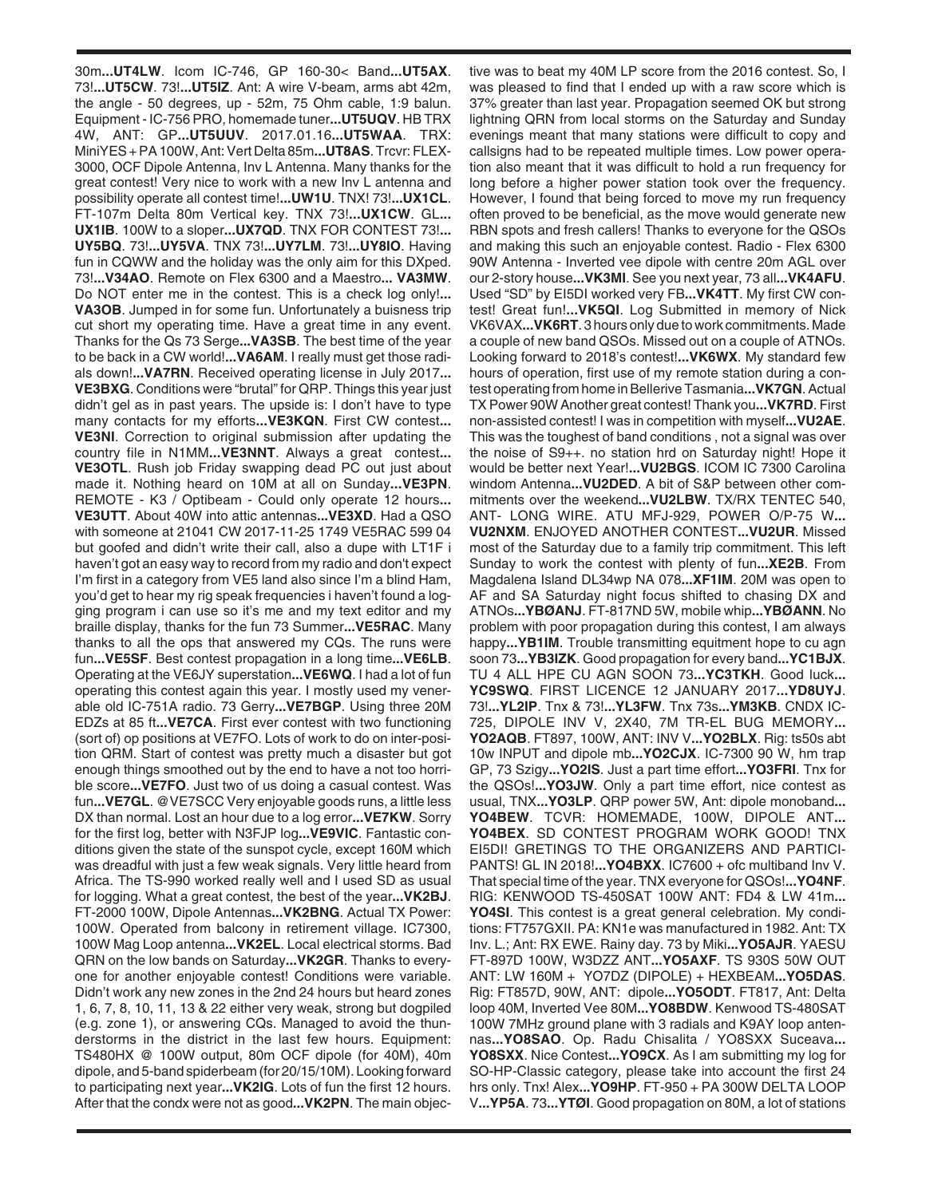30m...**UT4LW**. Icom IC-746, GP 160-30< Band...**UT5AX**. 73!...**UT5CW**. 73!...**UT5IZ**. Ant: A wire V-beam, arms abt 42m, the angle - 50 degrees, up - 52m, 75 Ohm cable, 1:9 balun. Equipment - IC-756 PRO, homemade tuner...**UT5UQV**. HB TRX 4W, ANT: GP...**UT5UUV**. 2017.01.16...**UT5WAA**. TRX: MiniYES + PA 100W, Ant: Vert Delta 85m...**UT8AS**. Trcvr: FLEX-3000, OCF Dipole Antenna, Inv L Antenna. Many thanks for the great contest! Very nice to work with a new Inv L antenna and possibility operate all contest time!...**UW1U**. TNX! 73!...**UX1CL**. FT-107m Delta 80m Vertical key. TNX 73!...**UX1CW**. GL... **UX1IB**. 100W to a sloper...**UX7QD**. TNX FOR CONTEST 73!... **UY5BQ**. 73!...**UY5VA**. TNX 73!...**UY7LM**. 73!...**UY8IO**. Having fun in CQWW and the holiday was the only aim for this DXped. 73!...**V34AO**. Remote on Flex 6300 and a Maestro... **VA3MW**. Do NOT enter me in the contest. This is a check log only!... **VA3OB**. Jumped in for some fun. Unfortunately a buisness trip cut short my operating time. Have a great time in any event. Thanks for the Qs 73 Serge...**VA3SB**. The best time of the year to be back in a CW world!...**VA6AM**. I really must get those radials down!...**VA7RN**. Received operating license in July 2017... **VE3BXG**. Conditions were "brutal" for QRP. Things this year just didn't gel as in past years. The upside is: I don't have to type many contacts for my efforts...**VE3KQN**. First CW contest... **VE3NI**. Correction to original submission after updating the country file in N1MM...**VE3NNT**. Always a great contest... **VE3OTL**. Rush job Friday swapping dead PC out just about made it. Nothing heard on 10M at all on Sunday...**VE3PN**. REMOTE - K3 / Optibeam - Could only operate 12 hours... **VE3UTT**. About 40W into attic antennas...**VE3XD**. Had a QSO with someone at 21041 CW 2017-11-25 1749 VE5RAC 599 04 but goofed and didn't write their call, also a dupe with LT1F i haven't got an easy way to record from my radio and don't expect I'm first in a category from VE5 land also since I'm a blind Ham, you'd get to hear my rig speak frequencies i haven't found a logging program i can use so it's me and my text editor and my braille display, thanks for the fun 73 Summer...**VE5RAC**. Many thanks to all the ops that answered my CQs. The runs were fun...**VE5SF**. Best contest propagation in a long time...**VE6LB**. Operating at the VE6JY superstation...**VE6WQ**. I had a lot of fun operating this contest again this year. I mostly used my venerable old IC-751A radio. 73 Gerry...**VE7BGP**. Using three 20M EDZs at 85 ft...**VE7CA**. First ever contest with two functioning (sort of) op positions at VE7FO. Lots of work to do on inter-position QRM. Start of contest was pretty much a disaster but got enough things smoothed out by the end to have a not too horrible score...**VE7FO**. Just two of us doing a casual contest. Was fun...**VE7GL**. @VE7SCC Very enjoyable goods runs, a little less DX than normal. Lost an hour due to a log error...**VE7KW**. Sorry for the first log, better with N3FJP log...**VE9VIC**. Fantastic conditions given the state of the sunspot cycle, except 160M which was dreadful with just a few weak signals. Very little heard from Africa. The TS-990 worked really well and I used SD as usual for logging. What a great contest, the best of the year...**VK2BJ**. FT-2000 100W, Dipole Antennas...**VK2BNG**. Actual TX Power: 100W. Operated from balcony in retirement village. IC7300, 100W Mag Loop antenna...**VK2EL**. Local electrical storms. Bad QRN on the low bands on Saturday...**VK2GR**. Thanks to everyone for another enjoyable contest! Conditions were variable. Didn't work any new zones in the 2nd 24 hours but heard zones 1, 6, 7, 8, 10, 11, 13 & 22 either very weak, strong but dogpiled (e.g. zone 1), or answering CQs. Managed to avoid the thunderstorms in the district in the last few hours. Equipment: TS480HX @ 100W output, 80m OCF dipole (for 40M), 40m dipole, and 5-band spiderbeam (for 20/15/10M). Looking forward to participating next year...**VK2IG**. Lots of fun the first 12 hours. After that the condx were not as good...**VK2PN**. The main objective was to beat my 40M LP score from the 2016 contest. So, I was pleased to find that I ended up with a raw score which is 37% greater than last year. Propagation seemed OK but strong lightning QRN from local storms on the Saturday and Sunday evenings meant that many stations were difficult to copy and callsigns had to be repeated multiple times. Low power operation also meant that it was difficult to hold a run frequency for long before a higher power station took over the frequency. However, I found that being forced to move my run frequency often proved to be beneficial, as the move would generate new RBN spots and fresh callers! Thanks to everyone for the QSOs and making this such an enjoyable contest. Radio - Flex 6300 90W Antenna - Inverted vee dipole with centre 20m AGL over our 2-story house...**VK3MI**. See you next year, 73 all...**VK4AFU**. Used "SD" by EI5DI worked very FB...**VK4TT**. My first CW contest! Great fun!...**VK5QI**. Log Submitted in memory of Nick VK6VAX...**VK6RT**. 3 hours only due to work commitments. Made a couple of new band QSOs. Missed out on a couple of ATNOs. Looking forward to 2018's contest!...**VK6WX**. My standard few hours of operation, first use of my remote station during a contest operating from home in Bellerive Tasmania...**VK7GN**. Actual TX Power 90W Another great contest! Thank you...**VK7RD**. First non-assisted contest! I was in competition with myself...**VU2AE**. This was the toughest of band conditions , not a signal was over the noise of S9++. no station hrd on Saturday night! Hope it would be better next Year!...**VU2BGS**. ICOM IC 7300 Carolina windom Antenna...**VU2DED**. A bit of S&P between other commitments over the weekend...**VU2LBW**. TX/RX TENTEC 540, ANT- LONG WIRE. ATU MFJ-929, POWER O/P-75 W... **VU2NXM**. ENJOYED ANOTHER CONTEST...**VU2UR**. Missed most of the Saturday due to a family trip commitment. This left Sunday to work the contest with plenty of fun...**XE2B**. From Magdalena Island DL34wp NA 078...**XF1IM**. 20M was open to AF and SA Saturday night focus shifted to chasing DX and ATNOs...**YBØANJ**. FT-817ND 5W, mobile whip...**YBØANN**. No problem with poor propagation during this contest, I am always happy...**YB1IM**. Trouble transmitting equitment hope to cu agn soon 73...**YB3IZK**. Good propagation for every band...**YC1BJX**. TU 4 ALL HPE CU AGN SOON 73...**YC3TKH**. Good luck... **YC9SWQ**. FIRST LICENCE 12 JANUARY 2017...**YD8UYJ**. 73!...**YL2IP**. Tnx & 73!...**YL3FW**. Tnx 73s...**YM3KB**. CNDX IC-725, DIPOLE INV V, 2X40, 7M TR-EL BUG MEMORY... **YO2AQB**. FT897, 100W, ANT: INV V...**YO2BLX**. Rig: ts50s abt 10w INPUT and dipole mb...**YO2CJX**. IC-7300 90 W, hm trap GP, 73 Szigy...**YO2IS**. Just a part time effort...**YO3FRI**. Tnx for the QSOs!...**YO3JW**. Only a part time effort, nice contest as usual, TNX...**YO3LP**. QRP power 5W, Ant: dipole monoband... **YO4BEW**. TCVR: HOMEMADE, 100W, DIPOLE ANT... **YO4BEX**. SD CONTEST PROGRAM WORK GOOD! TNX EI5DI! GRETINGS TO THE ORGANIZERS AND PARTICIPANTS! GL IN 2018!...**YO4BXX**. IC7600 + ofc multiband Inv V. That special time of the year. TNX everyone for QSOs!...**YO4NF**. RIG: KENWOOD TS-450SAT 100W ANT: FD4 & LW 41m... **YO4SI**. This contest is a great general celebration. My conditions: FT757GXII. PA: KN1e was manufactured in 1982. Ant: TX Inv. L.; Ant: RX EWE. Rainy day. 73 by Miki...**YO5AJR**. YAESU FT-897D 100W, W3DZZ ANT...**YO5AXF**. TS 930S 50W OUT ANT: LW 160M + YO7DZ (DIPOLE) + HEXBEAM...**YO5DAS**. Rig: FT857D, 90W, ANT: dipole...**YO5ODT**. FT817, Ant: Delta loop 40M, Inverted Vee 80M...**YO8BDW**. Kenwood TS-480SAT 100W 7MHz ground plane with 3 radials and K9AY loop antennas...**YO8SAO**. Op. Radu Chisalita / YO8SXX Suceava... **YO8SXX**. Nice Contest...**YO9CX**. As I am submitting my log for SO-HP-Classic category, please take into account the first 24 hrs only. Tnx! Alex...**YO9HP**. FT-950 + PA 300W DELTA LOOP V...**YP5A**. 73...**YTØI**. Good propagation on 80M, a lot of stations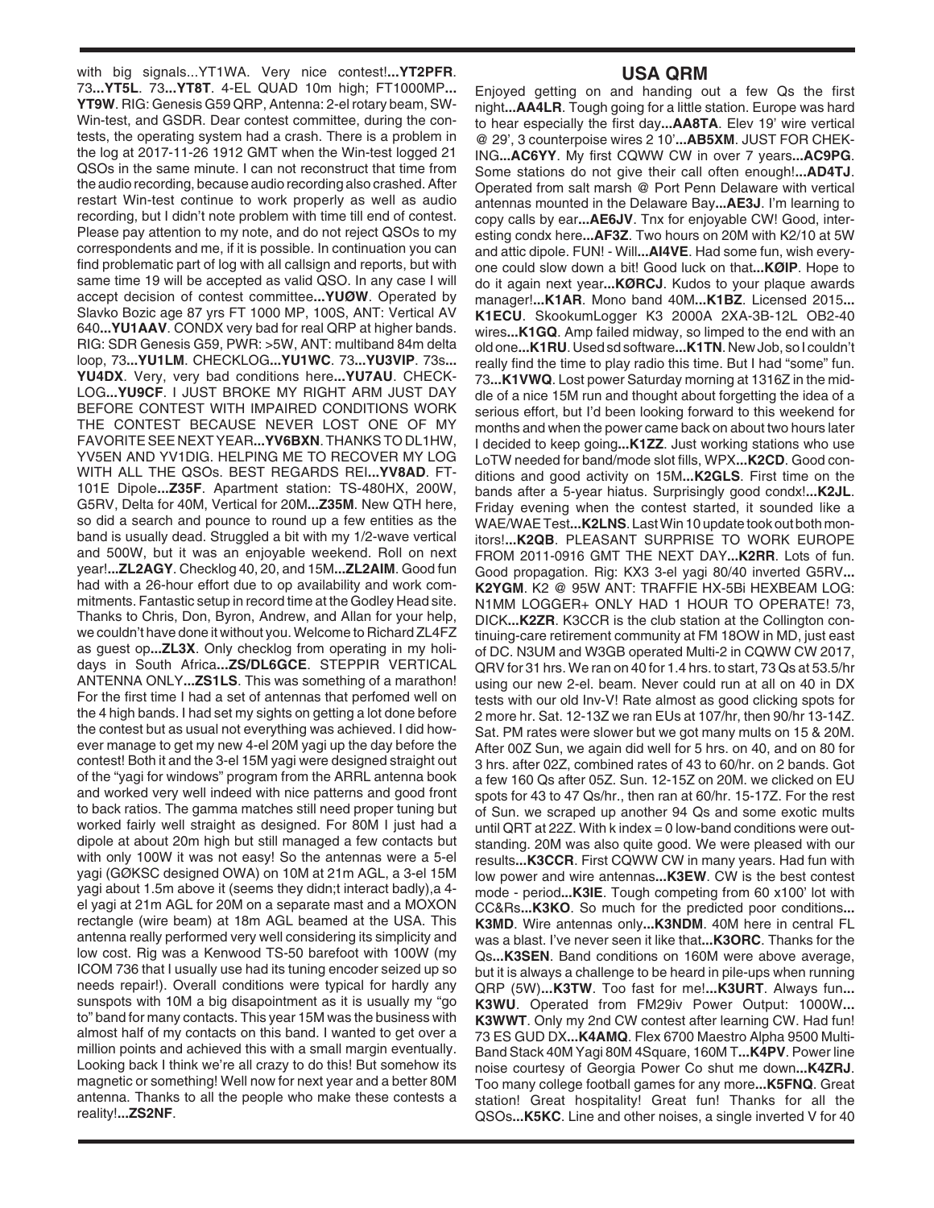with big signals...YT1WA. Very nice contest!**...YT2PFR**. 73**...YT5L**. 73**...YT8T**. 4-EL QUAD 10m high; FT1000MP**... YT9W**. RIG: Genesis G59 QRP, Antenna: 2-el rotary beam, SW-Win-test, and GSDR. Dear contest committee, during the contests, the operating system had a crash. There is a problem in the log at 2017-11-26 1912 GMT when the Win-test logged 21 QSOs in the same minute. I can not reconstruct that time from the audio recording, because audio recording also crashed. After restart Win-test continue to work properly as well as audio recording, but I didn't note problem with time till end of contest. Please pay attention to my note, and do not reject QSOs to my correspondents and me, if it is possible. In continuation you can find problematic part of log with all callsign and reports, but with same time 19 will be accepted as valid QSO. In any case I will accept decision of contest committee**...YUØW**. Operated by Slavko Bozic age 87 yrs FT 1000 MP, 100S, ANT: Vertical AV 640**...YU1AAV**. CONDX very bad for real QRP at higher bands. RIG: SDR Genesis G59, PWR: >5W, ANT: multiband 84m delta loop, 73**...YU1LM**. CHECKLOG**...YU1WC**. 73**...YU3VIP**. 73s**... YU4DX**. Very, very bad conditions here**...YU7AU**. CHECKLOG**...YU9CF**. I JUST BROKE MY RIGHT ARM JUST DAY BEFORE CONTEST WITH IMPAIRED CONDITIONS WORK THE CONTEST BECAUSE NEVER LOST ONE OF MY FAVORITE SEE NEXT YEAR**...YV6BXN**. THANKS TO DL1HW, YV5EN AND YV1DIG. HELPING ME TO RECOVER MY LOG WITH ALL THE QSOs. BEST REGARDS REI**...YV8AD**. FT-101E Dipole**...Z35F**. Apartment station: TS-480HX, 200W, G5RV, Delta for 40M, Vertical for 20M**...Z35M**. New QTH here, so did a search and pounce to round up a few entities as the band is usually dead. Struggled a bit with my 1/2-wave vertical and 500W, but it was an enjoyable weekend. Roll on next year!**...ZL2AGY**. Checklog 40, 20, and 15M**...ZL2AIM**. Good fun had with a 26-hour effort due to op availability and work commitments. Fantastic setup in record time at the Godley Head site. Thanks to Chris, Don, Byron, Andrew, and Allan for your help, we couldn't have done it without you. Welcome to Richard ZL4FZ as guest op**...ZL3X**. Only checklog from operating in my holidays in South Africa**...ZS/DL6GCE**. STEPPIR VERTICAL ANTENNA ONLY**...ZS1LS**. This was something of a marathon! For the first time I had a set of antennas that perfomed well on the 4 high bands. I had set my sights on getting a lot done before the contest but as usual not everything was achieved. I did however manage to get my new 4-el 20M yagi up the day before the contest! Both it and the 3-el 15M yagi were designed straight out of the "yagi for windows" program from the ARRL antenna book and worked very well indeed with nice patterns and good front to back ratios. The gamma matches still need proper tuning but worked fairly well straight as designed. For 80M I just had a dipole at about 20m high but still managed a few contacts but with only 100W it was not easy! So the antennas were a 5-el yagi (GØKSC designed OWA) on 10M at 21m AGL, a 3-el 15M yagi about 1.5m above it (seems they didn;t interact badly),a 4-el yagi at 21m AGL for 20M on a separate mast and a MOXON rectangle (wire beam) at 18m AGL beamed at the USA. This antenna really performed very well considering its simplicity and low cost. Rig was a Kenwood TS-50 barefoot with 100W (my ICOM 736 that I usually use had its tuning encoder seized up so needs repair!). Overall conditions were typical for hardly any sunspots with 10M a big disapointment as it is usually my "go to" band for many contacts. This year 15M was the business with almost half of my contacts on this band. I wanted to get over a million points and achieved this with a small margin eventually. Looking back I think we're all crazy to do this! But somehow its magnetic or something! Well now for next year and a better 80M antenna. Thanks to all the people who make these contests a reality!**...ZS2NF**.

## USA QRM

Enjoyed getting on and handing out a few Qs the first night**...AA4LR**. Tough going for a little station. Europe was hard to hear especially the first day**...AA8TA**. Elev 19' wire vertical @ 29', 3 counterpoise wires 2 10'**...AB5XM**. JUST FOR CHEKING**...AC6YY**. My first CQWW CW in over 7 years**...AC9PG**. Some stations do not give their call often enough!**...AD4TJ**. Operated from salt marsh @ Port Penn Delaware with vertical antennas mounted in the Delaware Bay**...AE3J**. I'm learning to copy calls by ear**...AE6JV**. Tnx for enjoyable CW! Good, interesting condx here**...AF3Z**. Two hours on 20M with K2/10 at 5W and attic dipole. FUN! - Will**...AI4VE**. Had some fun, wish everyone could slow down a bit! Good luck on that**...KØIP**. Hope to do it again next year**...KØRCJ**. Kudos to your plaque awards manager!**...K1AR**. Mono band 40M**...K1BZ**. Licensed 2015**... K1ECU**. SkookumLogger K3 2000A 2XA-3B-12L OB2-40 wires**...K1GQ**. Amp failed midway, so limped to the end with an old one**...K1RU**. Used sd software**...K1TN**. New Job, so I couldn't really find the time to play radio this time. But I had "some" fun. 73**...K1VWQ**. Lost power Saturday morning at 1316Z in the middle of a nice 15M run and thought about forgetting the idea of a serious effort, but I'd been looking forward to this weekend for months and when the power came back on about two hours later I decided to keep going**...K1ZZ**. Just working stations who use LoTW needed for band/mode slot fills, WPX**...K2CD**. Good conditions and good activity on 15M**...K2GLS**. First time on the bands after a 5-year hiatus. Surprisingly good condx!**...K2JL**. Friday evening when the contest started, it sounded like a WAE/WAE Test**...K2LNS**. Last Win 10 update took out both monitors!**...K2QB**. PLEASANT SURPRISE TO WORK EUROPE FROM 2011-0916 GMT THE NEXT DAY**...K2RR**. Lots of fun. Good propagation. Rig: KX3 3-el yagi 80/40 inverted G5RV**... K2YGM**. K2 @ 95W ANT: TRAFFIE HX-5Bi HEXBEAM LOG: N1MM LOGGER+ ONLY HAD 1 HOUR TO OPERATE! 73, DICK**...K2ZR**. K3CCR is the club station at the Collington continuing-care retirement community at FM 18OW in MD, just east of DC. N3UM and W3GB operated Multi-2 in CQWW CW 2017, QRV for 31 hrs. We ran on 40 for 1.4 hrs. to start, 73 Qs at 53.5/hr using our new 2-el. beam. Never could run at all on 40 in DX tests with our old Inv-V! Rate almost as good clicking spots for 2 more hr. Sat. 12-13Z we ran EUs at 107/hr, then 90/hr 13-14Z. Sat. PM rates were slower but we got many mults on 15 & 20M. After 00Z Sun, we again did well for 5 hrs. on 40, and on 80 for 3 hrs. after 02Z, combined rates of 43 to 60/hr. on 2 bands. Got a few 160 Qs after 05Z. Sun. 12-15Z on 20M. we clicked on EU spots for 43 to 47 Qs/hr., then ran at 60/hr. 15-17Z. For the rest of Sun. we scraped up another 94 Qs and some exotic mults until QRT at 22Z. With k index = 0 low-band conditions were outstanding. 20M was also quite good. We were pleased with our results**...K3CCR**. First CQWW CW in many years. Had fun with low power and wire antennas**...K3EW**. CW is the best contest mode - period**...K3IE**. Tough competing from 60 x100' lot with CC&Rs**...K3KO**. So much for the predicted poor conditions**... K3MD**. Wire antennas only**...K3NDM**. 40M here in central FL was a blast. I've never seen it like that**...K3ORC**. Thanks for the Qs**...K3SEN**. Band conditions on 160M were above average, but it is always a challenge to be heard in pile-ups when running QRP (5W)**...K3TW**. Too fast for me!**...K3URT**. Always fun**... K3WU**. Operated from FM29iv Power Output: 1000W**... K3WWT**. Only my 2nd CW contest after learning CW. Had fun! 73 ES GUD DX**...K4AMQ**. Flex 6700 Maestro Alpha 9500 Multi-Band Stack 40M Yagi 80M 4Square, 160M T**...K4PV**. Power line noise courtesy of Georgia Power Co shut me down**...K4ZRJ**. Too many college football games for any more**...K5FNQ**. Great station! Great hospitality! Great fun! Thanks for all the QSOs**...K5KC**. Line and other noises, a single inverted V for 40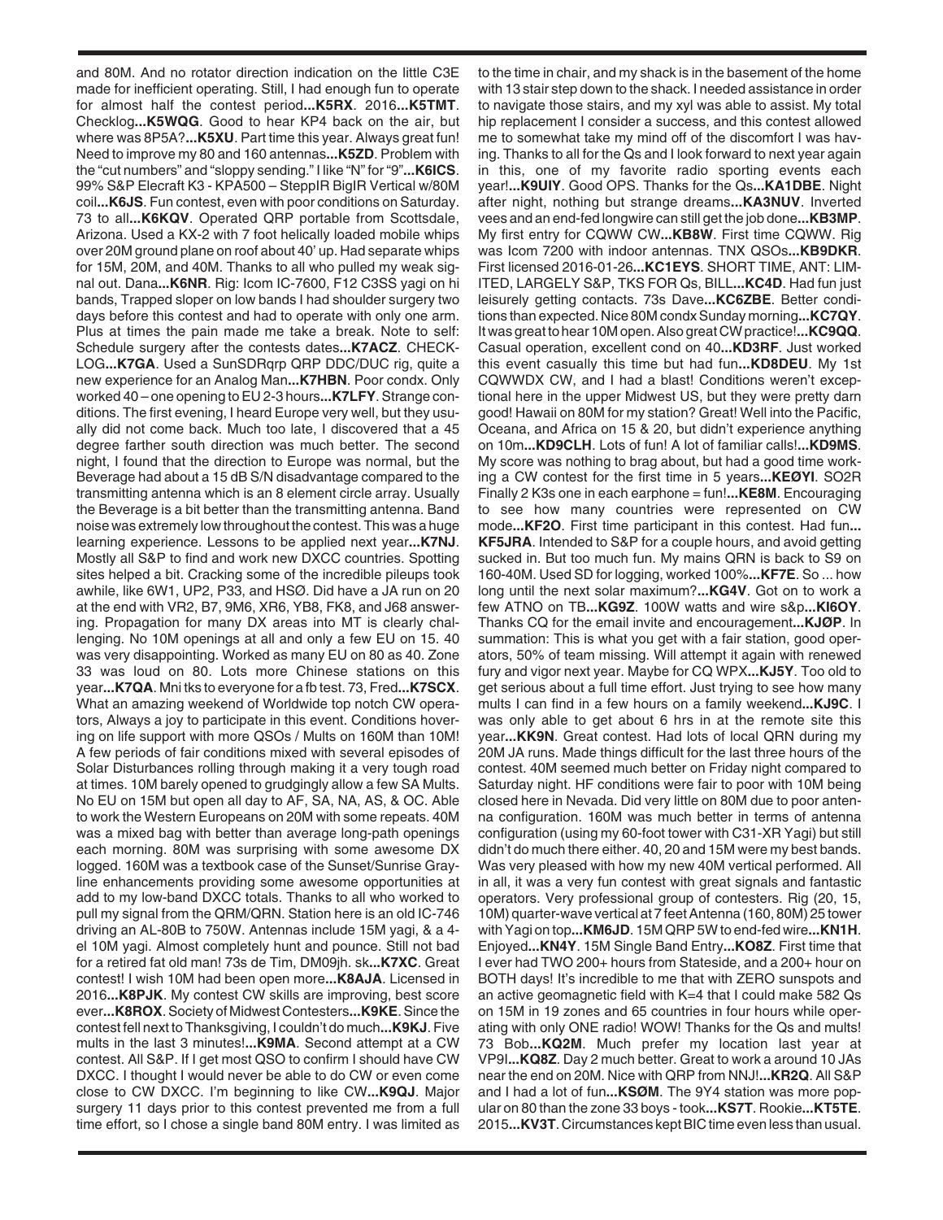and 80M. And no rotator direction indication on the little C3E made for inefficient operating. Still, I had enough fun to operate for almost half the contest period**...K5RX**. 2016**...K5TMT**. Checklog**...K5WQG**. Good to hear KP4 back on the air, but where was 8P5A?**...K5XU**. Part time this year. Always great fun! Need to improve my 80 and 160 antennas**...K5ZD**. Problem with the "cut numbers" and "sloppy sending." I like "N" for "9"**...K6ICS**. 99% S&P Elecraft K3 - KPA500 – SteppIR BigIR Vertical w/80M coil**...K6JS**. Fun contest, even with poor conditions on Saturday. 73 to all**...K6KQV**. Operated QRP portable from Scottsdale, Arizona. Used a KX-2 with 7 foot helically loaded mobile whips over 20M ground plane on roof about 40' up. Had separate whips for 15M, 20M, and 40M. Thanks to all who pulled my weak signal out. Dana**...K6NR**. Rig: Icom IC-7600, F12 C3SS yagi on hi bands, Trapped sloper on low bands I had shoulder surgery two days before this contest and had to operate with only one arm. Plus at times the pain made me take a break. Note to self: Schedule surgery after the contests dates**...K7ACZ**. CHECKLOG**...K7GA**. Used a SunSDRqrp QRP DDC/DUC rig, quite a new experience for an Analog Man**...K7HBN**. Poor condx. Only worked 40 – one opening to EU 2-3 hours**...K7LFY**. Strange conditions. The first evening, I heard Europe very well, but they usually did not come back. Much too late, I discovered that a 45 degree farther south direction was much better. The second night, I found that the direction to Europe was normal, but the Beverage had about a 15 dB S/N disadvantage compared to the transmitting antenna which is an 8 element circle array. Usually the Beverage is a bit better than the transmitting antenna. Band noise was extremely low throughout the contest. This was a huge learning experience. Lessons to be applied next year**...K7NJ**. Mostly all S&P to find and work new DXCC countries. Spotting sites helped a bit. Cracking some of the incredible pileups took awhile, like 6W1, UP2, P33, and HSØ. Did have a JA run on 20 at the end with VR2, B7, 9M6, XR6, YB8, FK8, and J68 answering. Propagation for many DX areas into MT is clearly challenging. No 10M openings at all and only a few EU on 15. 40 was very disappointing. Worked as many EU on 80 as 40. Zone 33 was loud on 80. Lots more Chinese stations on this year**...K7QA**. Mni tks to everyone for a fb test. 73, Fred**...K7SCX**. What an amazing weekend of Worldwide top notch CW operators, Always a joy to participate in this event. Conditions hovering on life support with more QSOs / Mults on 160M than 10M! A few periods of fair conditions mixed with several episodes of Solar Disturbances rolling through making it a very tough road at times. 10M barely opened to grudgingly allow a few SA Mults. No EU on 15M but open all day to AF, SA, NA, AS, & OC. Able to work the Western Europeans on 20M with some repeats. 40M was a mixed bag with better than average long-path openings each morning. 80M was surprising with some awesome DX logged. 160M was a textbook case of the Sunset/Sunrise Grayline enhancements providing some awesome opportunities at add to my low-band DXCC totals. Thanks to all who worked to pull my signal from the QRM/QRN. Station here is an old IC-746 driving an AL-80B to 750W. Antennas include 15M yagi, & a 4-el 10M yagi. Almost completely hunt and pounce. Still not bad for a retired fat old man! 73s de Tim, DM09jh. sk**...K7XC**. Great contest! I wish 10M had been open more**...K8AJA**. Licensed in 2016**...K8PJK**. My contest CW skills are improving, best score ever**...K8ROX**. Society of Midwest Contesters**...K9KE**. Since the contest fell next to Thanksgiving, I couldn't do much**...K9KJ**. Five mults in the last 3 minutes!**...K9MA**. Second attempt at a CW contest. All S&P. If I get most QSO to confirm I should have CW DXCC. I thought I would never be able to do CW or even come close to CW DXCC. I'm beginning to like CW**...K9QJ**. Major surgery 11 days prior to this contest prevented me from a full time effort, so I chose a single band 80M entry. I was limited as to the time in chair, and my shack is in the basement of the home with 13 stair step down to the shack. I needed assistance in order to navigate those stairs, and my xyl was able to assist. My total hip replacement I consider a success, and this contest allowed me to somewhat take my mind off of the discomfort I was having. Thanks to all for the Qs and I look forward to next year again in this, one of my favorite radio sporting events each year!**...K9UIY**. Good OPS. Thanks for the Qs**...KA1DBE**. Night after night, nothing but strange dreams**...KA3NUV**. Inverted vees and an end-fed longwire can still get the job done**...KB3MP**. My first entry for CQWW CW**...KB8W**. First time CQWW. Rig was Icom 7200 with indoor antennas. TNX QSOs**...KB9DKR**. First licensed 2016-01-26**...KC1EYS**. SHORT TIME, ANT: LIMITED, LARGELY S&P, TKS FOR Qs, BILL**...KC4D**. Had fun just leisurely getting contacts. 73s Dave**...KC6ZBE**. Better conditions than expected. Nice 80M condx Sunday morning**...KC7QY**. It was great to hear 10M open. Also great CW practice!**...KC9QQ**. Casual operation, excellent cond on 40**...KD3RF**. Just worked this event casually this time but had fun**...KD8DEU**. My 1st CQWWDX CW, and I had a blast! Conditions weren't exceptional here in the upper Midwest US, but they were pretty darn good! Hawaii on 80M for my station? Great! Well into the Pacific, Oceana, and Africa on 15 & 20, but didn't experience anything on 10m**...KD9CLH**. Lots of fun! A lot of familiar calls!**...KD9MS**. My score was nothing to brag about, but had a good time working a CW contest for the first time in 5 years**...KEØYI**. SO2R Finally 2 K3s one in each earphone = fun!**...KE8M**. Encouraging to see how many countries were represented on CW mode**...KF2O**. First time participant in this contest. Had fun**...KF5JRA**. Intended to S&P for a couple hours, and avoid getting sucked in. But too much fun. My mains QRN is back to S9 on 160-40M. Used SD for logging, worked 100%**...KF7E**. So ... how long until the next solar maximum?**...KG4V**. Got on to work a few ATNO on TB**...KG9Z**. 100W watts and wire s&p**...KI6OY**. Thanks CQ for the email invite and encouragement**...KJØP**. In summation: This is what you get with a fair station, good operators, 50% of team missing. Will attempt it again with renewed fury and vigor next year. Maybe for CQ WPX**...KJ5Y**. Too old to get serious about a full time effort. Just trying to see how many mults I can find in a few hours on a family weekend**...KJ9C**. I was only able to get about 6 hrs in at the remote site this year**...KK9N**. Great contest. Had lots of local QRN during my 20M JA runs. Made things difficult for the last three hours of the contest. 40M seemed much better on Friday night compared to Saturday night. HF conditions were fair to poor with 10M being closed here in Nevada. Did very little on 80M due to poor antenna configuration. 160M was much better in terms of antenna configuration (using my 60-foot tower with C31-XR Yagi) but still didn't do much there either. 40, 20 and 15M were my best bands. Was very pleased with how my new 40M vertical performed. All in all, it was a very fun contest with great signals and fantastic operators. Very professional group of contesters. Rig (20, 15, 10M) quarter-wave vertical at 7 feet Antenna (160, 80M) 25 tower with Yagi on top**...KM6JD**. 15M QRP 5W to end-fed wire**...KN1H**. Enjoyed**...KN4Y**. 15M Single Band Entry**...KO8Z**. First time that I ever had TWO 200+ hours from Stateside, and a 200+ hour on BOTH days! It's incredible to me that with ZERO sunspots and an active geomagnetic field with K=4 that I could make 582 Qs on 15M in 19 zones and 65 countries in four hours while operating with only ONE radio! WOW! Thanks for the Qs and mults! 73 Bob**...KQ2M**. Much prefer my location last year at VP9I**...KQ8Z**. Day 2 much better. Great to work a around 10 JAs near the end on 20M. Nice with QRP from NNJ!**...KR2Q**. All S&P and I had a lot of fun**...KSØM**. The 9Y4 station was more popular on 80 than the zone 33 boys - took**...KS7T**. Rookie**...KT5TE**. 2015**...KV3T**. Circumstances kept BIC time even less than usual.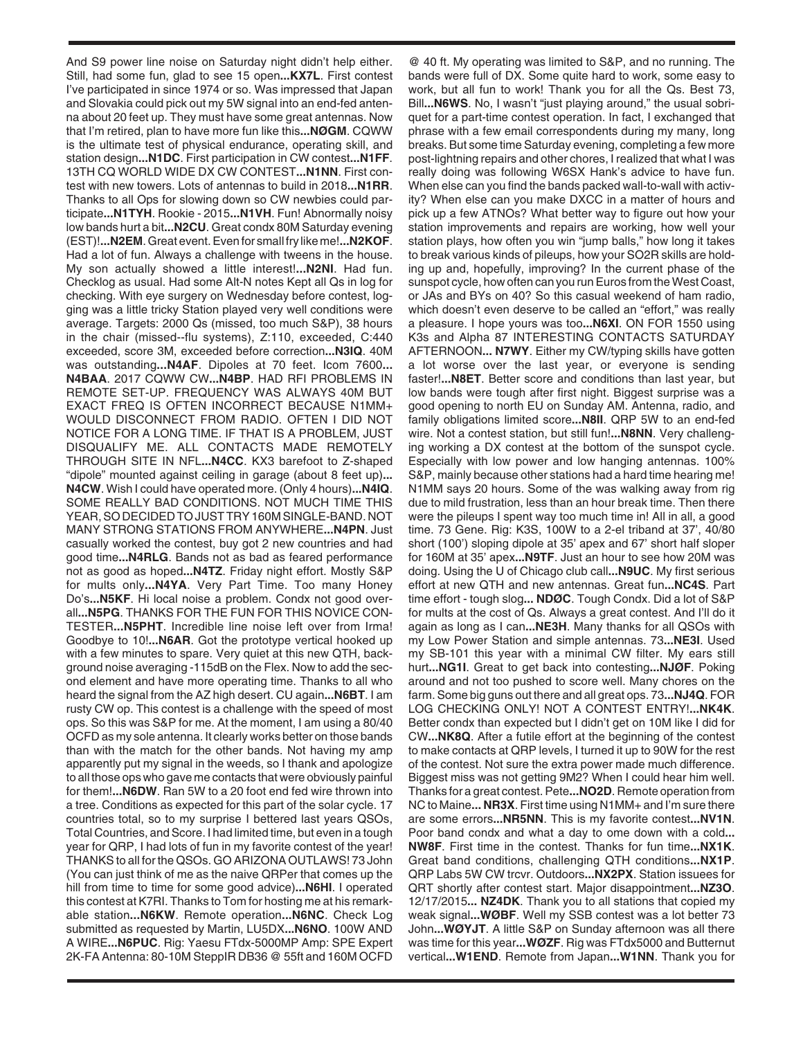And S9 power line noise on Saturday night didn't help either. Still, had some fun, glad to see 15 open...**KX7L**. First contest I've participated in since 1974 or so. Was impressed that Japan and Slovakia could pick out my 5W signal into an end-fed antenna about 20 feet up. They must have some great antennas. Now that I'm retired, plan to have more fun like this...**NØGM**. CQWW is the ultimate test of physical endurance, operating skill, and station design...**N1DC**. First participation in CW contest...**N1FF**. 13TH CQ WORLD WIDE DX CW CONTEST...**N1NN**. First contest with new towers. Lots of antennas to build in 2018...**N1RR**. Thanks to all Ops for slowing down so CW newbies could participate...**N1TYH**. Rookie - 2015...**N1VH**. Fun! Abnormally noisy low bands hurt a bit...**N2CU**. Great condx 80M Saturday evening (EST)!...**N2EM**. Great event. Even for small fry like me!...**N2KOF**. Had a lot of fun. Always a challenge with tweens in the house. My son actually showed a little interest!...**N2NI**. Had fun. Checklog as usual. Had some Alt-N notes Kept all Qs in log for checking. With eye surgery on Wednesday before contest, logging was a little tricky Station played very well conditions were average. Targets: 2000 Qs (missed, too much S&P), 38 hours in the chair (missed--flu systems), Z:110, exceeded, C:440 exceeded, score 3M, exceeded before correction...**N3IQ**. 40M was outstanding...**N4AF**. Dipoles at 70 feet. Icom 7600... **N4BAA**. 2017 CQWW CW...**N4BP**. HAD RFI PROBLEMS IN REMOTE SET-UP. FREQUENCY WAS ALWAYS 40M BUT EXACT FREQ IS OFTEN INCORRECT BECAUSE N1MM+ WOULD DISCONNECT FROM RADIO. OFTEN I DID NOT NOTICE FOR A LONG TIME. IF THAT IS A PROBLEM, JUST DISQUALIFY ME. ALL CONTACTS MADE REMOTELY THROUGH SITE IN NFL...**N4CC**. KX3 barefoot to Z-shaped "dipole" mounted against ceiling in garage (about 8 feet up)... **N4CW**. Wish I could have operated more. (Only 4 hours)...**N4IQ**. SOME REALLY BAD CONDITIONS. NOT MUCH TIME THIS YEAR, SO DECIDED TO JUST TRY 160M SINGLE-BAND. NOT MANY STRONG STATIONS FROM ANYWHERE...**N4PN**. Just casually worked the contest, buy got 2 new countries and had good time...**N4RLG**. Bands not as bad as feared performance not as good as hoped...**N4TZ**. Friday night effort. Mostly S&P for mults only...**N4YA**. Very Part Time. Too many Honey Do's...**N5KF**. Hi local noise a problem. Condx not good overall...**N5PG**. THANKS FOR THE FUN FOR THIS NOVICE CONTESTER...**N5PHT**. Incredible line noise left over from Irma! Goodbye to 10!...**N6AR**. Got the prototype vertical hooked up with a few minutes to spare. Very quiet at this new QTH, background noise averaging -115dB on the Flex. Now to add the second element and have more operating time. Thanks to all who heard the signal from the AZ high desert. CU again...**N6BT**. I am rusty CW op. This contest is a challenge with the speed of most ops. So this was S&P for me. At the moment, I am using a 80/40 OCFD as my sole antenna. It clearly works better on those bands than with the match for the other bands. Not having my amp apparently put my signal in the weeds, so I thank and apologize to all those ops who gave me contacts that were obviously painful for them!...**N6DW**. Ran 5W to a 20 foot end fed wire thrown into a tree. Conditions as expected for this part of the solar cycle. 17 countries total, so to my surprise I bettered last years QSOs, Total Countries, and Score. I had limited time, but even in a tough year for QRP, I had lots of fun in my favorite contest of the year! THANKS to all for the QSOs. GO ARIZONA OUTLAWS! 73 John (You can just think of me as the naive QRPer that comes up the hill from time to time for some good advice)...**N6HI**. I operated this contest at K7RI. Thanks to Tom for hosting me at his remarkable station...**N6KW**. Remote operation...**N6NC**. Check Log submitted as requested by Martin, LU5DX...**N6NO**. 100W AND A WIRE...**N6PUC**. Rig: Yaesu FTdx-5000MP Amp: SPE Expert 2K-FA Antenna: 80-10M SteppIR DB36 @ 55ft and 160M OCFD @ 40 ft. My operating was limited to S&P, and no running. The bands were full of DX. Some quite hard to work, some easy to work, but all fun to work! Thank you for all the Qs. Best 73, Bill...**N6WS**. No, I wasn't "just playing around," the usual sobriquet for a part-time contest operation. In fact, I exchanged that phrase with a few email correspondents during my many, long breaks. But some time Saturday evening, completing a few more post-lightning repairs and other chores, I realized that what I was really doing was following W6SX Hank's advice to have fun. When else can you find the bands packed wall-to-wall with activity? When else can you make DXCC in a matter of hours and pick up a few ATNOs? What better way to figure out how your station improvements and repairs are working, how well your station plays, how often you win "jump balls," how long it takes to break various kinds of pileups, how your SO2R skills are holding up and, hopefully, improving? In the current phase of the sunspot cycle, how often can you run Euros from the West Coast, or JAs and BYs on 40? So this casual weekend of ham radio, which doesn't even deserve to be called an "effort," was really a pleasure. I hope yours was too...**N6XI**. ON FOR 1550 using K3s and Alpha 87 INTERESTING CONTACTS SATURDAY AFTERNOON... **N7WY**. Either my CW/typing skills have gotten a lot worse over the last year, or everyone is sending faster!...**N8ET**. Better score and conditions than last year, but low bands were tough after first night. Biggest surprise was a good opening to north EU on Sunday AM. Antenna, radio, and family obligations limited score...**N8II**. QRP 5W to an end-fed wire. Not a contest station, but still fun!...**N8NN**. Very challenging working a DX contest at the bottom of the sunspot cycle. Especially with low power and low hanging antennas. 100% S&P, mainly because other stations had a hard time hearing me! N1MM says 20 hours. Some of the was walking away from rig due to mild frustration, less than an hour break time. Then there were the pileups I spent way too much time in! All in all, a good time. 73 Gene. Rig: K3S, 100W to a 2-el triband at 37', 40/80 short (100') sloping dipole at 35' apex and 67' short half sloper for 160M at 35' apex...**N9TF**. Just an hour to see how 20M was doing. Using the U of Chicago club call...**N9UC**. My first serious effort at new QTH and new antennas. Great fun...**NC4S**. Part time effort - tough slog... **NDØC**. Tough Condx. Did a lot of S&P for mults at the cost of Qs. Always a great contest. And I'll do it again as long as I can...**NE3H**. Many thanks for all QSOs with my Low Power Station and simple antennas. 73...**NE3I**. Used my SB-101 this year with a minimal CW filter. My ears still hurt...**NG1I**. Great to get back into contesting...**NJØF**. Poking around and not too pushed to score well. Many chores on the farm. Some big guns out there and all great ops. 73...**NJ4Q**. FOR LOG CHECKING ONLY! NOT A CONTEST ENTRY!...**NK4K**. Better condx than expected but I didn't get on 10M like I did for CW...**NK8Q**. After a futile effort at the beginning of the contest to make contacts at QRP levels, I turned it up to 90W for the rest of the contest. Not sure the extra power made much difference. Biggest miss was not getting 9M2? When I could hear him well. Thanks for a great contest. Pete...**NO2D**. Remote operation from NC to Maine... **NR3X**. First time using N1MM+ and I'm sure there are some errors...**NR5NN**. This is my favorite contest...**NV1N**. Poor band condx and what a day to ome down with a cold... **NW8F**. First time in the contest. Thanks for fun time...**NX1K**. Great band conditions, challenging QTH conditions...**NX1P**. QRP Labs 5W CW trcvr. Outdoors...**NX2PX**. Station issuees for QRT shortly after contest start. Major disappointment...**NZ3O**. 12/17/2015... **NZ4DK**. Thank you to all stations that copied my weak signal...**WØBF**. Well my SSB contest was a lot better 73 John...**WØYJT**. A little S&P on Sunday afternoon was all there was time for this year...**WØZF**. Rig was FTdx5000 and Butternut vertical...**W1END**. Remote from Japan...**W1NN**. Thank you for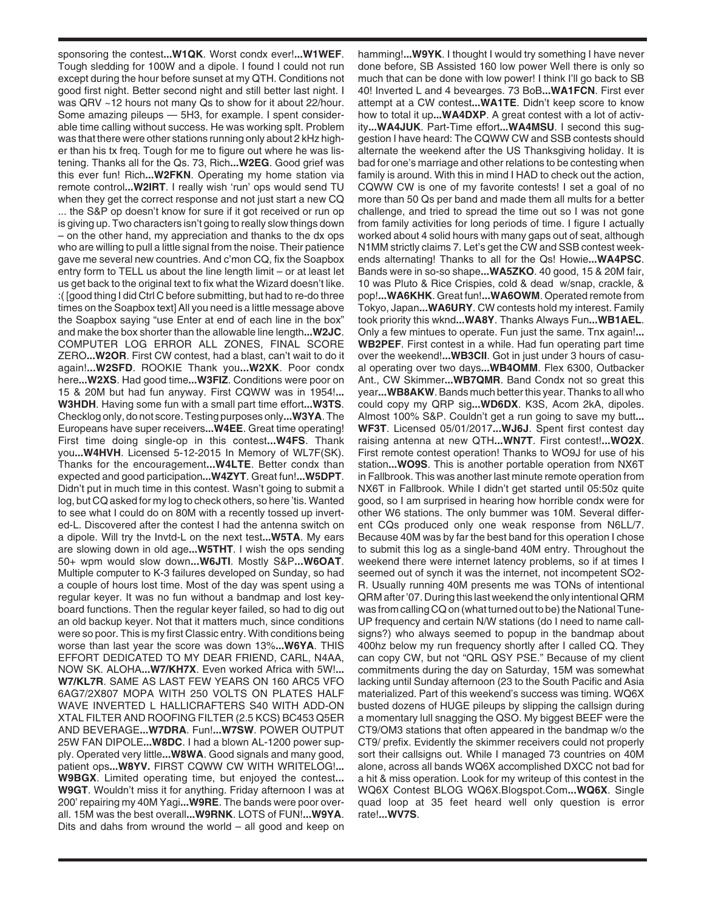sponsoring the contest**...W1QK**. Worst condx ever!**...W1WEF**. Tough sledding for 100W and a dipole. I found I could not run except during the hour before sunset at my QTH. Conditions not good first night. Better second night and still better last night. I was QRV ~12 hours not many Qs to show for it about 22/hour. Some amazing pileups — 5H3, for example. I spent considerable time calling without success. He was working splt. Problem was that there were other stations running only about 2 kHz higher than his tx freq. Tough for me to figure out where he was listening. Thanks all for the Qs. 73, Rich**...W2EG**. Good grief was this ever fun! Rich**...W2FKN**. Operating my home station via remote control**...W2IRT**. I really wish 'run' ops would send TU when they get the correct response and not just start a new CQ ... the S&P op doesn't know for sure if it got received or run op is giving up. Two characters isn't going to really slow things down – on the other hand, my appreciation and thanks to the dx ops who are willing to pull a little signal from the noise. Their patience gave me several new countries. And c'mon CQ, fix the Soapbox entry form to TELL us about the line length limit – or at least let us get back to the original text to fix what the Wizard doesn't like. :( [good thing I did Ctrl C before submitting, but had to re-do three times on the Soapbox text] All you need is a little message above the Soapbox saying "use Enter at end of each line in the box" and make the box shorter than the allowable line length**...W2JC**. COMPUTER LOG ERROR ALL ZONES, FINAL SCORE ZERO**...W2OR**. First CW contest, had a blast, can't wait to do it again!**...W2SFD**. ROOKIE Thank you**...W2XK**. Poor condx here**...W2XS**. Had good time**...W3FIZ**. Conditions were poor on 15 & 20M but had fun anyway. First CQWW was in 1954!**... W3HDH**. Having some fun with a small part time effort**...W3TS**. Checklog only, do not score. Testing purposes only**...W3YA**. The Europeans have super receivers**...W4EE**. Great time operating! First time doing single-op in this contest**...W4FS**. Thank you**...W4HVH**. Licensed 5-12-2015 In Memory of WL7F(SK). Thanks for the encouragement**...W4LTE**. Better condx than expected and good participation**...W4ZYT**. Great fun!**...W5DPT**. Didn't put in much time in this contest. Wasn't going to submit a log, but CQ asked for my log to check others, so here 'tis. Wanted to see what I could do on 80M with a recently tossed up inverted-L. Discovered after the contest I had the antenna switch on a dipole. Will try the Invtd-L on the next test**...W5TA**. My ears are slowing down in old age**...W5THT**. I wish the ops sending 50+ wpm would slow down**...W6JTI**. Mostly S&P**...W6OAT**. Multiple computer to K-3 failures developed on Sunday, so had a couple of hours lost time. Most of the day was spent using a regular keyer. It was no fun without a bandmap and lost keyboard functions. Then the regular keyer failed, so had to dig out an old backup keyer. Not that it matters much, since conditions were so poor. This is my first Classic entry. With conditions being worse than last year the score was down 13%**...W6YA**. THIS EFFORT DEDICATED TO MY DEAR FRIEND, CARL, N4AA, NOW SK. ALOHA**...W7/KH7X**. Even worked Africa with 5W!**... W7/KL7R**. SAME AS LAST FEW YEARS ON 160 ARC5 VFO 6AG7/2X807 MOPA WITH 250 VOLTS ON PLATES HALF WAVE INVERTED L HALLICRAFTERS S40 WITH ADD-ON XTAL FILTER AND ROOFING FILTER (2.5 KCS) BC453 Q5ER AND BEVERAGE**...W7DRA**. Fun!**...W7SW**. POWER OUTPUT 25W FAN DIPOLE**...W8DC**. I had a blown AL-1200 power supply. Operated very little**...W8WA**. Good signals and many good, patient ops**...W8YV.** FIRST CQWW CW WITH WRITELOG!**... W9BGX**. Limited operating time, but enjoyed the contest**... W9GT**. Wouldn't miss it for anything. Friday afternoon I was at 200' repairing my 40M Yagi**...W9RE**. The bands were poor overall. 15M was the best overall**...W9RNK**. LOTS of FUN!**...W9YA**. Dits and dahs from wround the world – all good and keep on hamming!**...W9YK**. I thought I would try something I have never done before, SB Assisted 160 low power Well there is only so much that can be done with low power! I think I'll go back to SB 40! Inverted L and 4 bevearges. 73 BoB**...WA1FCN**. First ever attempt at a CW contest**...WA1TE**. Didn't keep score to know how to total it up**...WA4DXP**. A great contest with a lot of activity**...WA4JUK**. Part-Time effort**...WA4MSU**. I second this suggestion I have heard: The CQWW CW and SSB contests should alternate the weekend after the US Thanksgiving holiday. It is bad for one's marriage and other relations to be contesting when family is around. With this in mind I HAD to check out the action, CQWW CW is one of my favorite contests! I set a goal of no more than 50 Qs per band and made them all mults for a better challenge, and tried to spread the time out so I was not gone from family activities for long periods of time. I figure I actually worked about 4 solid hours with many gaps out of seat, although N1MM strictly claims 7. Let's get the CW and SSB contest weekends alternating! Thanks to all for the Qs! Howie**...WA4PSC**. Bands were in so-so shape**...WA5ZKO**. 40 good, 15 & 20M fair, 10 was Pluto & Rice Crispies, cold & dead w/snap, crackle, & pop!**...WA6KHK**. Great fun!**...WA6OWM**. Operated remote from Tokyo, Japan**...WA6URY**. CW contests hold my interest. Family took priority this wknd**...WA8Y**. Thanks Always Fun**...WB1AEL**. Only a few mintues to operate. Fun just the same. Tnx again!**... WB2PEF**. First contest in a while. Had fun operating part time over the weekend!**...WB3CII**. Got in just under 3 hours of casual operating over two days**...WB4OMM**. Flex 6300, Outbacker Ant., CW Skimmer**...WB7QMR**. Band Condx not so great this year**...WB8AKW**. Bands much better this year. Thanks to all who could copy my QRP sig**...WD6DX**. K3S, Acom 2kA, dipoles. Almost 100% S&P. Couldn't get a run going to save my butt**... WF3T**. Licensed 05/01/2017**...WJ6J**. Spent first contest day raising antenna at new QTH**...WN7T**. First contest!**...WO2X**. First remote contest operation! Thanks to WO9J for use of his station**...WO9S**. This is another portable operation from NX6T in Fallbrook. This was another last minute remote operation from NX6T in Fallbrook. While I didn't get started until 05:50z quite good, so I am surprised in hearing how horrible condx were for other W6 stations. The only bummer was 10M. Several different CQs produced only one weak response from N6LL/7. Because 40M was by far the best band for this operation I chose to submit this log as a single-band 40M entry. Throughout the weekend there were internet latency problems, so if at times I seemed out of synch it was the internet, not incompetent SO2-R. Usually running 40M presents me was TONs of intentional QRM after '07. During this last weekend the only intentional QRM was from calling CQ on (what turned out to be) the National Tune-UP frequency and certain N/W stations (do I need to name callsigns?) who always seemed to popup in the bandmap about 400hz below my run frequency shortly after I called CQ. They can copy CW, but not "QRL QSY PSE." Because of my client commitments during the day on Saturday, 15M was somewhat lacking until Sunday afternoon (23 to the South Pacific and Asia materialized. Part of this weekend's success was timing. WQ6X busted dozens of HUGE pileups by slipping the callsign during a momentary lull snagging the QSO. My biggest BEEF were the CT9/OM3 stations that often appeared in the bandmap w/o the CT9/ prefix. Evidently the skimmer receivers could not properly sort their callsigns out. While I managed 73 countries on 40M alone, across all bands WQ6X accomplished DXCC not bad for a hit & miss operation. Look for my writeup of this contest in the WQ6X Contest BLOG WQ6X.Blogspot.Com**...WQ6X**. Single quad loop at 35 feet heard well only question is error rate!**...WV7S**.